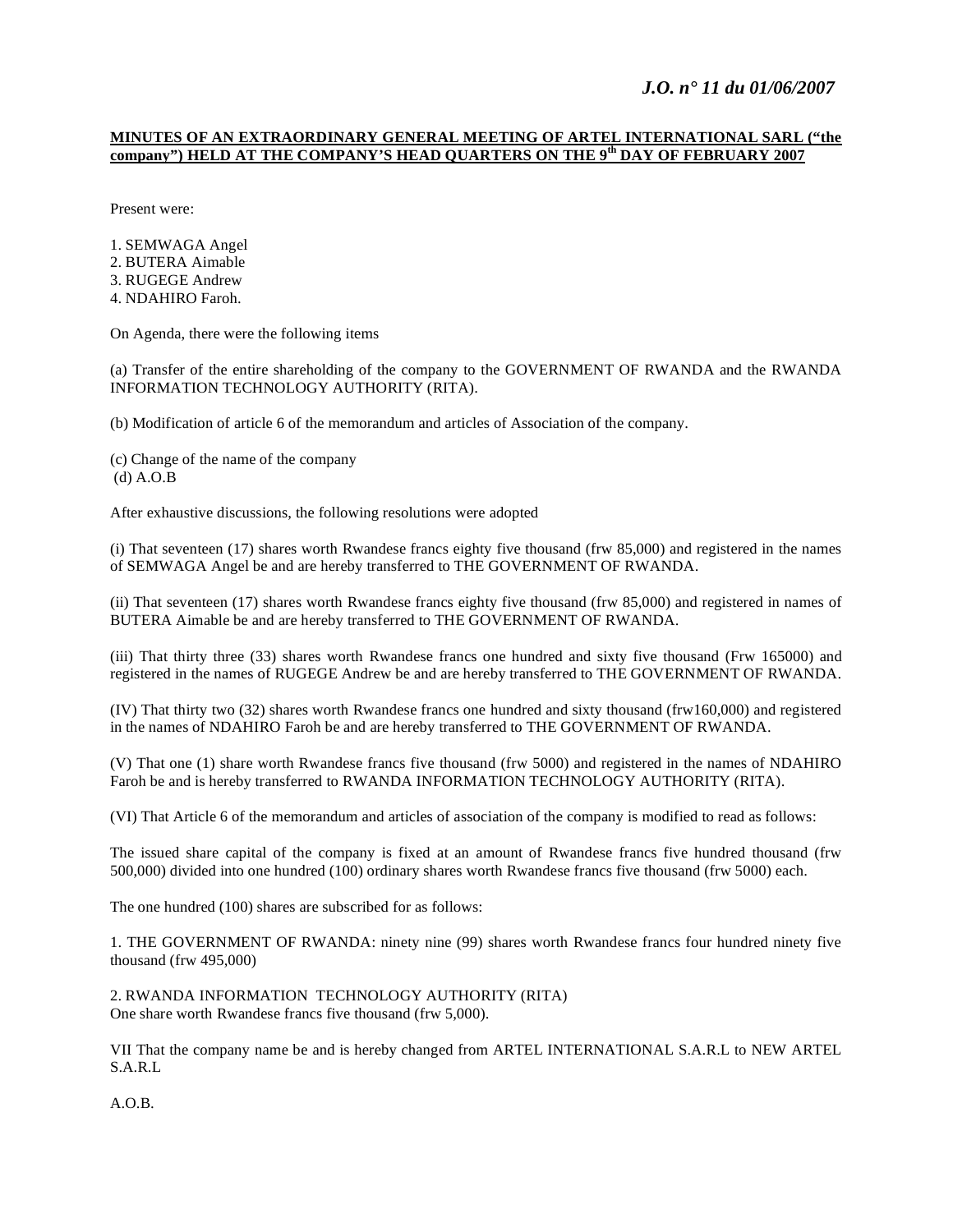**MINUTES OF AN EXTRAORDINARY GENERAL MEETING OF ARTEL INTERNATIONAL SARL ("the company") HELD AT THE COMPANY'S HEAD QUARTERS ON THE 9th DAY OF FEBRUARY 2007**

Present were:

1. SEMWAGA Angel
2. BUTERA Aimable
3. RUGEGE Andrew
4. NDAHIRO Faroh.

On Agenda, there were the following items

(a) Transfer of the entire shareholding of the company to the GOVERNMENT OF RWANDA and the RWANDA INFORMATION TECHNOLOGY AUTHORITY (RITA).

(b) Modification of article 6 of the memorandum and articles of Association of the company.

(c) Change of the name of the company
(d) A.O.B

After exhaustive discussions, the following resolutions were adopted

(i) That seventeen (17) shares worth Rwandese francs eighty five thousand (frw 85,000) and registered in the names of SEMWAGA Angel be and are hereby transferred to THE GOVERNMENT OF RWANDA.

(ii) That seventeen (17) shares worth Rwandese francs eighty five thousand (frw 85,000) and registered in names of BUTERA Aimable be and are hereby transferred to THE GOVERNMENT OF RWANDA.

(iii) That thirty three (33) shares worth Rwandese francs one hundred and sixty five thousand (Frw 165000) and registered in the names of RUGEGE Andrew be and are hereby transferred to THE GOVERNMENT OF RWANDA.

(IV) That thirty two (32) shares worth Rwandese francs one hundred and sixty thousand (frw160,000) and registered in the names of NDAHIRO Faroh be and are hereby transferred to THE GOVERNMENT OF RWANDA.

(V) That one (1) share worth Rwandese francs five thousand (frw 5000) and registered in the names of NDAHIRO Faroh be and is hereby transferred to RWANDA INFORMATION TECHNOLOGY AUTHORITY (RITA).

(VI) That Article 6 of the memorandum and articles of association of the company is modified to read as follows:

The issued share capital of the company is fixed at an amount of Rwandese francs five hundred thousand (frw 500,000) divided into one hundred (100) ordinary shares worth Rwandese francs five thousand (frw 5000) each.

The one hundred (100) shares are subscribed for as follows:

1. THE GOVERNMENT OF RWANDA: ninety nine (99) shares worth Rwandese francs four hundred ninety five thousand (frw 495,000)

2. RWANDA INFORMATION TECHNOLOGY AUTHORITY (RITA)
One share worth Rwandese francs five thousand (frw 5,000).

VII That the company name be and is hereby changed from ARTEL INTERNATIONAL S.A.R.L to NEW ARTEL S.A.R.L

A.O.B.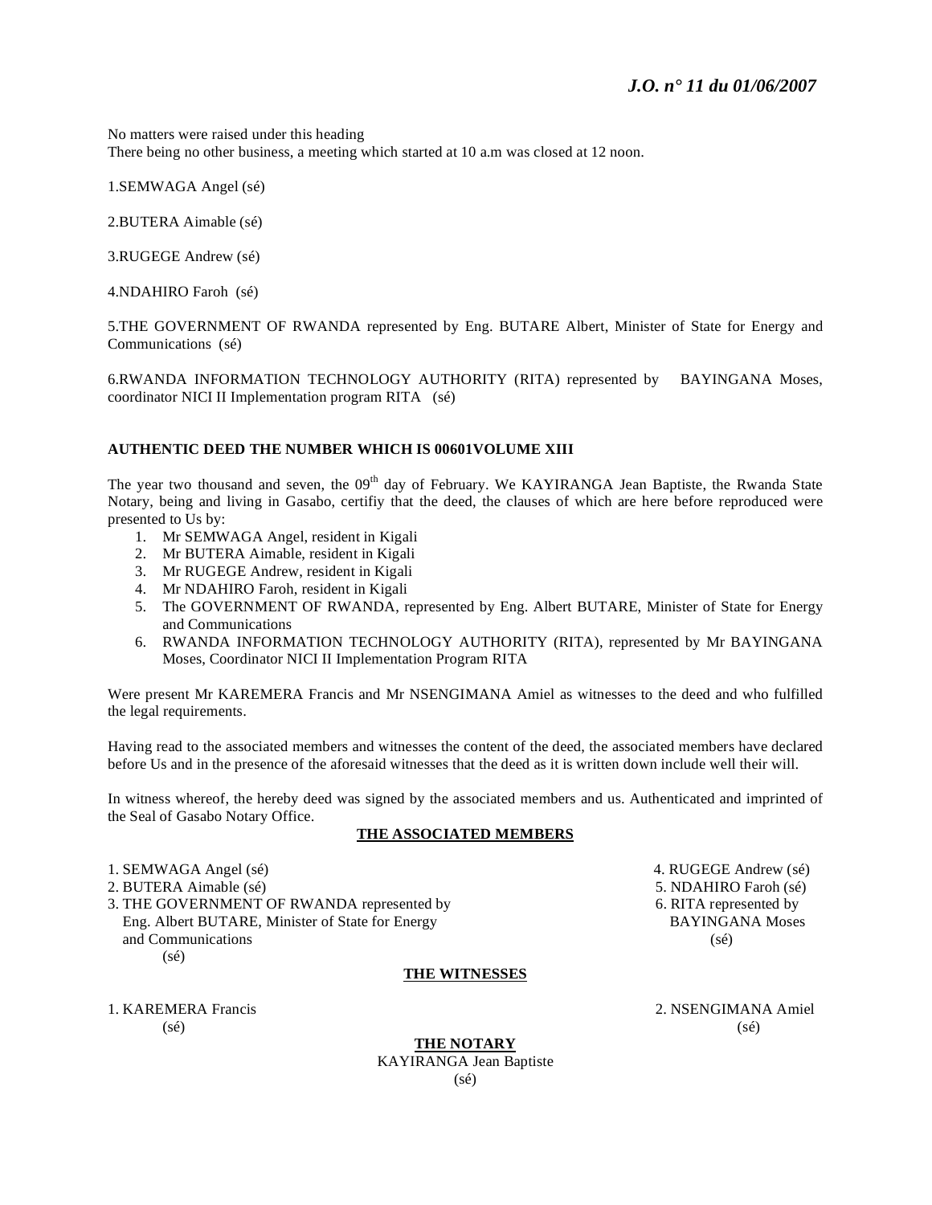No matters were raised under this heading

There being no other business, a meeting which started at 10 a.m was closed at 12 noon.

1.SEMWAGA Angel (sé)

2.BUTERA Aimable (sé)

3.RUGEGE Andrew (sé)

4.NDAHIRO Faroh (sé)

5.THE GOVERNMENT OF RWANDA represented by Eng. BUTARE Albert, Minister of State for Energy and Communications (sé)

6.RWANDA INFORMATION TECHNOLOGY AUTHORITY (RITA) represented by BAYINGANA Moses, coordinator NICI II Implementation program RITA (sé)

**AUTHENTIC DEED THE NUMBER WHICH IS 00601VOLUME XIII**

The year two thousand and seven, the 09th day of February. We KAYIRANGA Jean Baptiste, the Rwanda State Notary, being and living in Gasabo, certifiy that the deed, the clauses of which are here before reproduced were presented to Us by:

1. Mr SEMWAGA Angel, resident in Kigali
2. Mr BUTERA Aimable, resident in Kigali
3. Mr RUGEGE Andrew, resident in Kigali
4. Mr NDAHIRO Faroh, resident in Kigali
5. The GOVERNMENT OF RWANDA, represented by Eng. Albert BUTARE, Minister of State for Energy and Communications
6. RWANDA INFORMATION TECHNOLOGY AUTHORITY (RITA), represented by Mr BAYINGANA Moses, Coordinator NICI II Implementation Program RITA

Were present Mr KAREMERA Francis and Mr NSENGIMANA Amiel as witnesses to the deed and who fulfilled the legal requirements.

Having read to the associated members and witnesses the content of the deed, the associated members have declared before Us and in the presence of the aforesaid witnesses that the deed as it is written down include well their will.

In witness whereof, the hereby deed was signed by the associated members and us. Authenticated and imprinted of the Seal of Gasabo Notary Office.

**THE ASSOCIATED MEMBERS**

1. SEMWAGA Angel (sé)
2. BUTERA Aimable (sé)
3. THE GOVERNMENT OF RWANDA represented by Eng. Albert BUTARE, Minister of State for Energy and Communications (sé)
4. RUGEGE Andrew (sé)
5. NDAHIRO Faroh (sé)
6. RITA represented by BAYINGANA Moses (sé)

**THE WITNESSES**

1. KAREMERA Francis (sé)
2. NSENGIMANA Amiel (sé)

**THE NOTARY**

KAYIRANGA Jean Baptiste

(sé)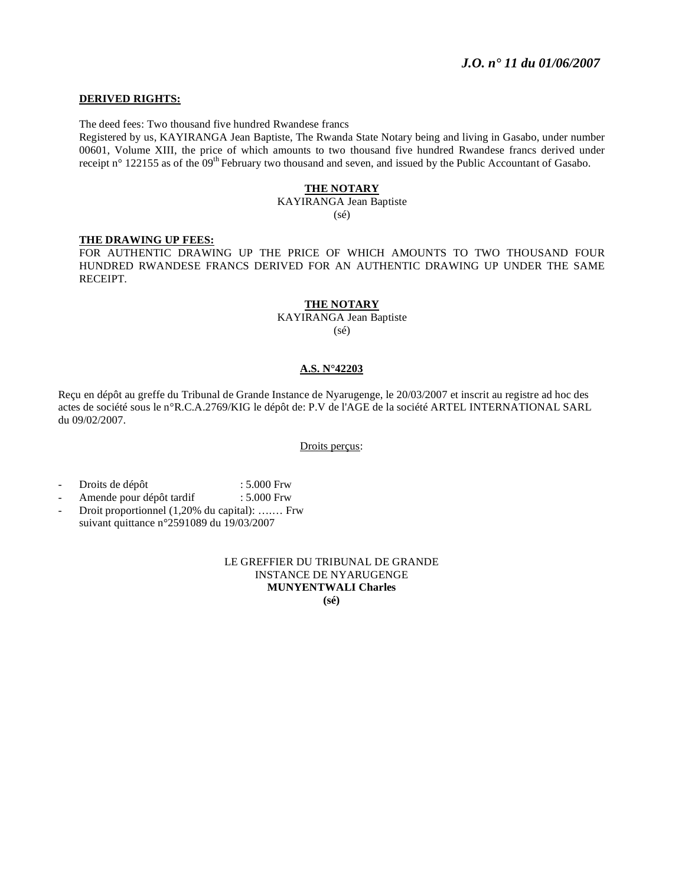**DERIVED RIGHTS:**

The deed fees: Two thousand five hundred Rwandese francs
Registered by us, KAYIRANGA Jean Baptiste, The Rwanda State Notary being and living in Gasabo, under number 00601, Volume XIII, the price of which amounts to two thousand five hundred Rwandese francs derived under receipt n° 122155 as of the 09th February two thousand and seven, and issued by the Public Accountant of Gasabo.

**THE NOTARY**
KAYIRANGA Jean Baptiste
(sé)

**THE DRAWING UP FEES:**
FOR AUTHENTIC DRAWING UP THE PRICE OF WHICH AMOUNTS TO TWO THOUSAND FOUR HUNDRED RWANDESE FRANCS DERIVED FOR AN AUTHENTIC DRAWING UP UNDER THE SAME RECEIPT.

**THE NOTARY**
KAYIRANGA Jean Baptiste
(sé)

**A.S. N°42203**

Reçu en dépôt au greffe du Tribunal de Grande Instance de Nyarugenge, le 20/03/2007 et inscrit au registre ad hoc des actes de société sous le n°R.C.A.2769/KIG le dépôt de: P.V de l'AGE de la société ARTEL INTERNATIONAL SARL du 09/02/2007.

Droits perçus:

- Droits de dépôt : 5.000 Frw
- Amende pour dépôt tardif : 5.000 Frw
- Droit proportionnel (1,20% du capital): ……. Frw
  suivant quittance n°2591089 du 19/03/2007

LE GREFFIER DU TRIBUNAL DE GRANDE INSTANCE DE NYARUGENGE
**MUNYENTWALI Charles**
**(sé)**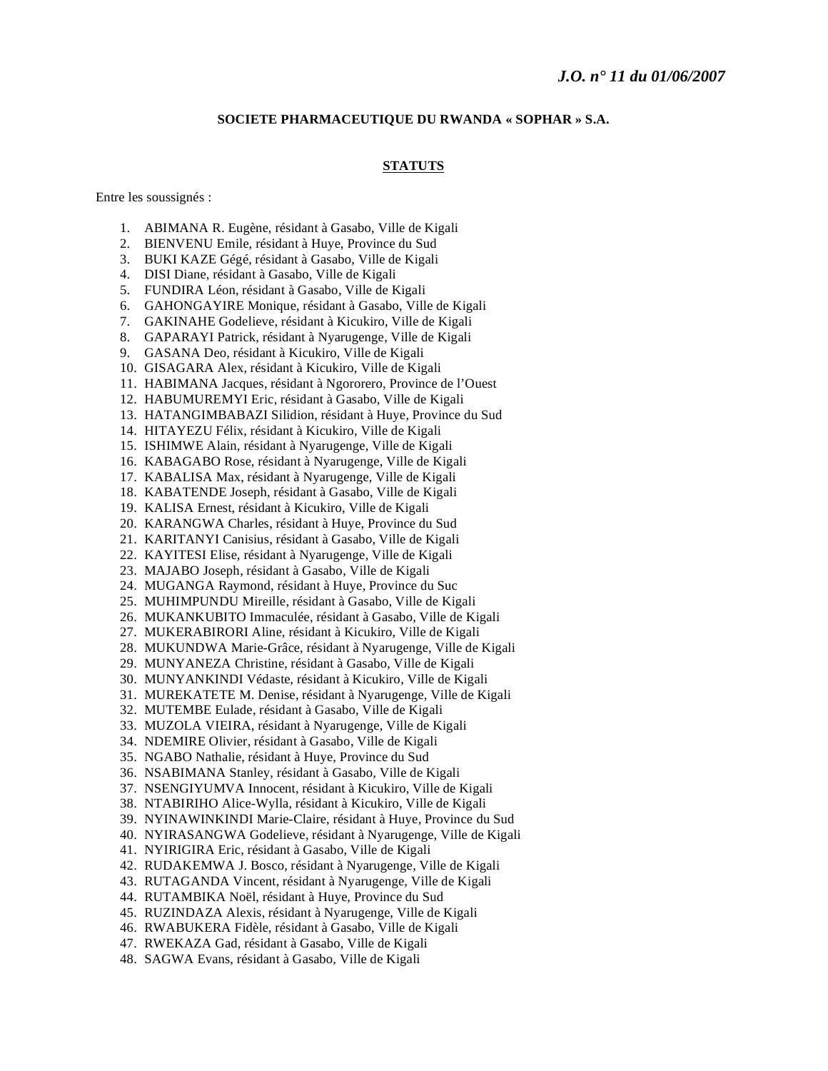**SOCIETE PHARMACEUTIQUE DU RWANDA « SOPHAR » S.A.**

**STATUTS**

Entre les soussignés :

1. ABIMANA R. Eugène, résidant à Gasabo, Ville de Kigali
2. BIENVENU Emile, résidant à Huye, Province du Sud
3. BUKI KAZE Gégé, résidant à Gasabo, Ville de Kigali
4. DISI Diane, résidant à Gasabo, Ville de Kigali
5. FUNDIRA Léon, résidant à Gasabo, Ville de Kigali
6. GAHONGAYIRE Monique, résidant à Gasabo, Ville de Kigali
7. GAKINAHE Godelieve, résidant à Kicukiro, Ville de Kigali
8. GAPARAYI Patrick, résidant à Nyarugenge, Ville de Kigali
9. GASANA Deo, résidant à Kicukiro, Ville de Kigali
10. GISAGARA Alex, résidant à Kicukiro, Ville de Kigali
11. HABIMANA Jacques, résidant à Ngororero, Province de l'Ouest
12. HABUMUREMYI Eric, résidant à Gasabo, Ville de Kigali
13. HATANGIMBABAZI Silidion, résidant à Huye, Province du Sud
14. HITAYEZU Félix, résidant à Kicukiro, Ville de Kigali
15. ISHIMWE Alain, résidant à Nyarugenge, Ville de Kigali
16. KABAGABO Rose, résidant à Nyarugenge, Ville de Kigali
17. KABALISA Max, résidant à Nyarugenge, Ville de Kigali
18. KABATENDE Joseph, résidant à Gasabo, Ville de Kigali
19. KALISA Ernest, résidant à Kicukiro, Ville de Kigali
20. KARANGWA Charles, résidant à Huye, Province du Sud
21. KARITANYI Canisius, résidant à Gasabo, Ville de Kigali
22. KAYITESI Elise, résidant à Nyarugenge, Ville de Kigali
23. MAJABO Joseph, résidant à Gasabo, Ville de Kigali
24. MUGANGA Raymond, résidant à Huye, Province du Suc
25. MUHIMPUNDU Mireille, résidant à Gasabo, Ville de Kigali
26. MUKANKUBITO Immaculée, résidant à Gasabo, Ville de Kigali
27. MUKERABIRORI Aline, résidant à Kicukiro, Ville de Kigali
28. MUKUNDWA Marie-Grâce, résidant à Nyarugenge, Ville de Kigali
29. MUNYANEZA Christine, résidant à Gasabo, Ville de Kigali
30. MUNYANKINDI Védaste, résidant à Kicukiro, Ville de Kigali
31. MUREKATETE M. Denise, résidant à Nyarugenge, Ville de Kigali
32. MUTEMBE Eulade, résidant à Gasabo, Ville de Kigali
33. MUZOLA VIEIRA, résidant à Nyarugenge, Ville de Kigali
34. NDEMIRE Olivier, résidant à Gasabo, Ville de Kigali
35. NGABO Nathalie, résidant à Huye, Province du Sud
36. NSABIMANA Stanley, résidant à Gasabo, Ville de Kigali
37. NSENGIYUMVA Innocent, résidant à Kicukiro, Ville de Kigali
38. NTABIRIHO Alice-Wylla, résidant à Kicukiro, Ville de Kigali
39. NYINAWINKINDI Marie-Claire, résidant à Huye, Province du Sud
40. NYIRASANGWA Godelieve, résidant à Nyarugenge, Ville de Kigali
41. NYIRIGIRA Eric, résidant à Gasabo, Ville de Kigali
42. RUDAKEMWA J. Bosco, résidant à Nyarugenge, Ville de Kigali
43. RUTAGANDA Vincent, résidant à Nyarugenge, Ville de Kigali
44. RUTAMBIKA Noël, résidant à Huye, Province du Sud
45. RUZINDAZA Alexis, résidant à Nyarugenge, Ville de Kigali
46. RWABUKERA Fidèle, résidant à Gasabo, Ville de Kigali
47. RWEKAZA Gad, résidant à Gasabo, Ville de Kigali
48. SAGWA Evans, résidant à Gasabo, Ville de Kigali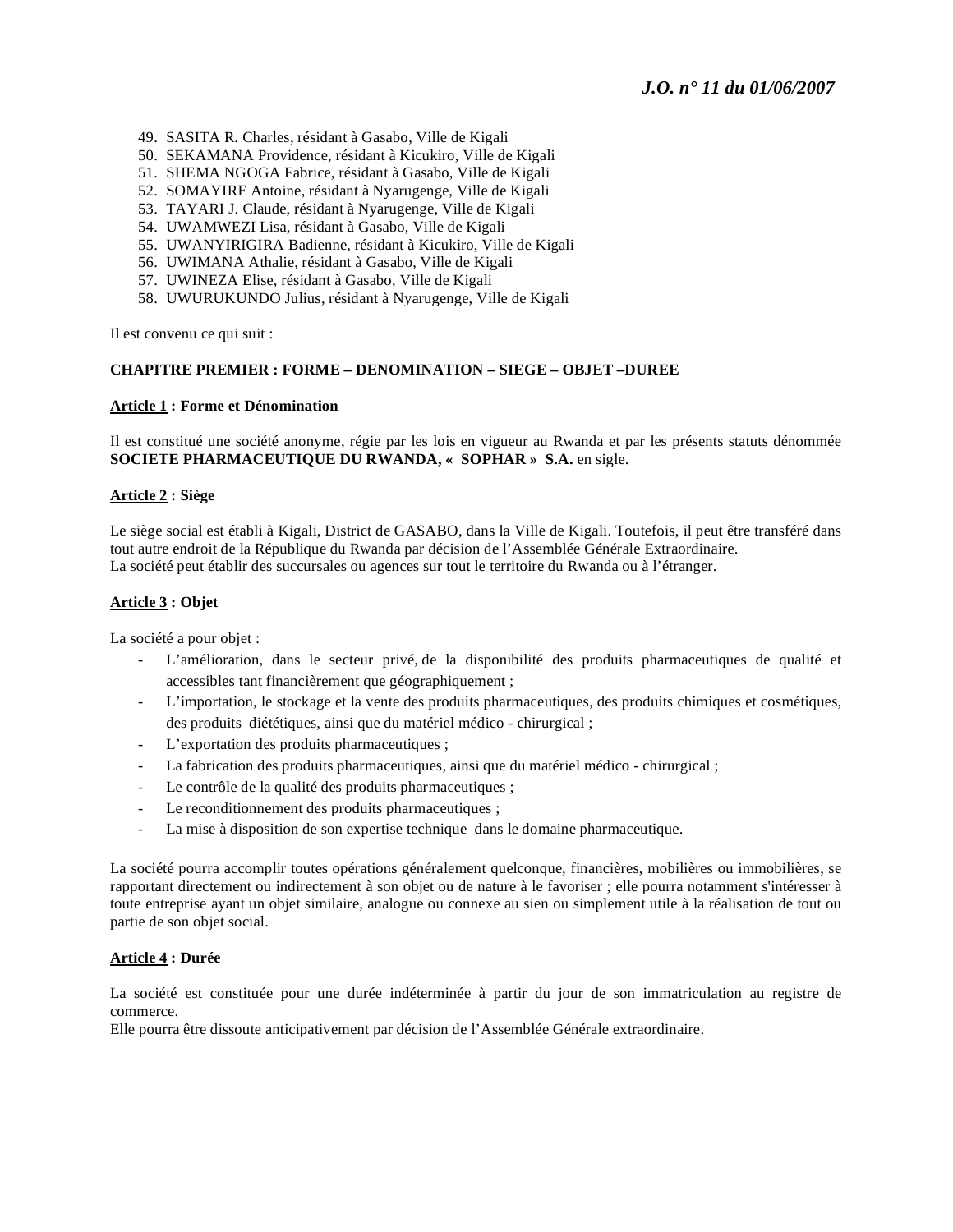49. SASITA R. Charles, résidant à Gasabo, Ville de Kigali
50. SEKAMANA Providence, résidant à Kicukiro, Ville de Kigali
51. SHEMA NGOGA Fabrice, résidant à Gasabo, Ville de Kigali
52. SOMAYIRE Antoine, résidant à Nyarugenge, Ville de Kigali
53. TAYARI J. Claude, résidant à Nyarugenge, Ville de Kigali
54. UWAMWEZI Lisa, résidant à Gasabo, Ville de Kigali
55. UWANYIRIGIRA Badienne, résidant à Kicukiro, Ville de Kigali
56. UWIMANA Athalie, résidant à Gasabo, Ville de Kigali
57. UWINEZA Elise, résidant à Gasabo, Ville de Kigali
58. UWURUKUNDO Julius, résidant à Nyarugenge, Ville de Kigali

Il est convenu ce qui suit :

**CHAPITRE PREMIER : FORME – DENOMINATION – SIEGE – OBJET –DUREE**

**Article 1 : Forme et Dénomination**

Il est constitué une société anonyme, régie par les lois en vigueur au Rwanda et par les présents statuts dénommée **SOCIETE PHARMACEUTIQUE DU RWANDA, « SOPHAR » S.A.** en sigle.

**Article 2 : Siège**

Le siège social est établi à Kigali, District de GASABO, dans la Ville de Kigali. Toutefois, il peut être transféré dans tout autre endroit de la République du Rwanda par décision de l'Assemblée Générale Extraordinaire.
La société peut établir des succursales ou agences sur tout le territoire du Rwanda ou à l'étranger.

**Article 3 : Objet**

La société a pour objet :

- L'amélioration, dans le secteur privé, de la disponibilité des produits pharmaceutiques de qualité et accessibles tant financièrement que géographiquement ;
- L'importation, le stockage et la vente des produits pharmaceutiques, des produits chimiques et cosmétiques, des produits diététiques, ainsi que du matériel médico - chirurgical ;
- L'exportation des produits pharmaceutiques ;
- La fabrication des produits pharmaceutiques, ainsi que du matériel médico - chirurgical ;
- Le contrôle de la qualité des produits pharmaceutiques ;
- Le reconditionnement des produits pharmaceutiques ;
- La mise à disposition de son expertise technique dans le domaine pharmaceutique.

La société pourra accomplir toutes opérations généralement quelconque, financières, mobilières ou immobilières, se rapportant directement ou indirectement à son objet ou de nature à le favoriser ; elle pourra notamment s'intéresser à toute entreprise ayant un objet similaire, analogue ou connexe au sien ou simplement utile à la réalisation de tout ou partie de son objet social.

**Article 4 : Durée**

La société est constituée pour une durée indéterminée à partir du jour de son immatriculation au registre de commerce.
Elle pourra être dissoute anticipativement par décision de l'Assemblée Générale extraordinaire.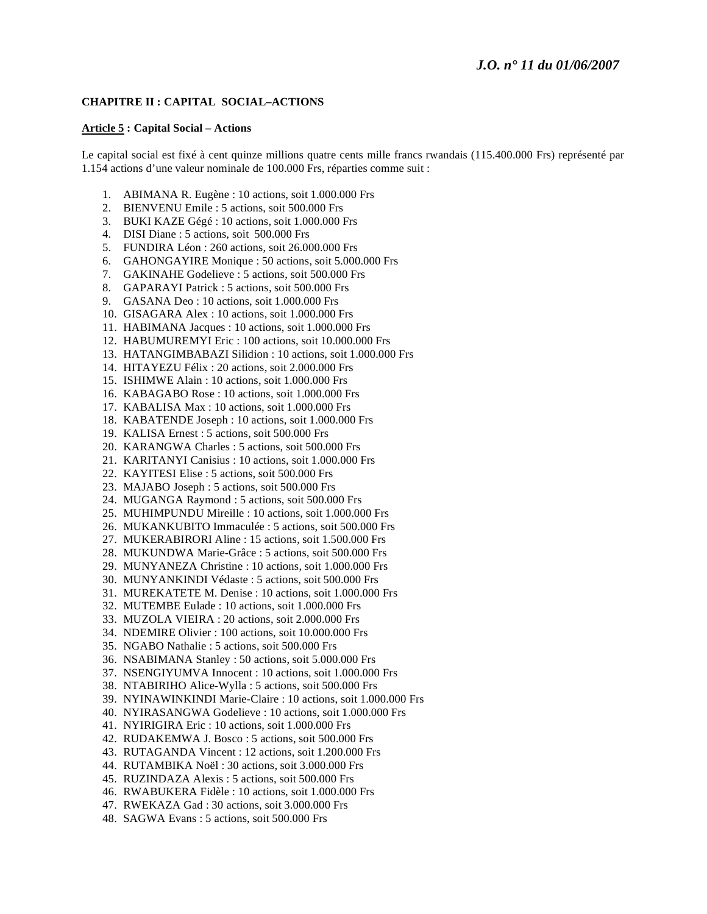### CHAPITRE II : CAPITAL SOCIAL–ACTIONS

**Article 5 : Capital Social – Actions**

Le capital social est fixé à cent quinze millions quatre cents mille francs rwandais (115.400.000 Frs) représenté par 1.154 actions d'une valeur nominale de 100.000 Frs, réparties comme suit :

1. ABIMANA R. Eugène : 10 actions, soit 1.000.000 Frs
2. BIENVENU Emile : 5 actions, soit 500.000 Frs
3. BUKI KAZE Gégé : 10 actions, soit 1.000.000 Frs
4. DISI Diane : 5 actions, soit 500.000 Frs
5. FUNDIRA Léon : 260 actions, soit 26.000.000 Frs
6. GAHONGAYIRE Monique : 50 actions, soit 5.000.000 Frs
7. GAKINAHE Godelieve : 5 actions, soit 500.000 Frs
8. GAPARAYI Patrick : 5 actions, soit 500.000 Frs
9. GASANA Deo : 10 actions, soit 1.000.000 Frs
10. GISAGARA Alex : 10 actions, soit 1.000.000 Frs
11. HABIMANA Jacques : 10 actions, soit 1.000.000 Frs
12. HABUMUREMYI Eric : 100 actions, soit 10.000.000 Frs
13. HATANGIMBABAZI Silidion : 10 actions, soit 1.000.000 Frs
14. HITAYEZU Félix : 20 actions, soit 2.000.000 Frs
15. ISHIMWE Alain : 10 actions, soit 1.000.000 Frs
16. KABAGABO Rose : 10 actions, soit 1.000.000 Frs
17. KABALISA Max : 10 actions, soit 1.000.000 Frs
18. KABATENDE Joseph : 10 actions, soit 1.000.000 Frs
19. KALISA Ernest : 5 actions, soit 500.000 Frs
20. KARANGWA Charles : 5 actions, soit 500.000 Frs
21. KARITANYI Canisius : 10 actions, soit 1.000.000 Frs
22. KAYITESI Elise : 5 actions, soit 500.000 Frs
23. MAJABO Joseph : 5 actions, soit 500.000 Frs
24. MUGANGA Raymond : 5 actions, soit 500.000 Frs
25. MUHIMPUNDU Mireille : 10 actions, soit 1.000.000 Frs
26. MUKANKUBITO Immaculée : 5 actions, soit 500.000 Frs
27. MUKERABIRORI Aline : 15 actions, soit 1.500.000 Frs
28. MUKUNDWA Marie-Grâce : 5 actions, soit 500.000 Frs
29. MUNYANEZA Christine : 10 actions, soit 1.000.000 Frs
30. MUNYANKINDI Védaste : 5 actions, soit 500.000 Frs
31. MUREKATETE M. Denise : 10 actions, soit 1.000.000 Frs
32. MUTEMBE Eulade : 10 actions, soit 1.000.000 Frs
33. MUZOLA VIEIRA : 20 actions, soit 2.000.000 Frs
34. NDEMIRE Olivier : 100 actions, soit 10.000.000 Frs
35. NGABO Nathalie : 5 actions, soit 500.000 Frs
36. NSABIMANA Stanley : 50 actions, soit 5.000.000 Frs
37. NSENGIYUMVA Innocent : 10 actions, soit 1.000.000 Frs
38. NTABIRIHO Alice-Wylla : 5 actions, soit 500.000 Frs
39. NYINAWINKINDI Marie-Claire : 10 actions, soit 1.000.000 Frs
40. NYIRASANGWA Godelieve : 10 actions, soit 1.000.000 Frs
41. NYIRIGIRA Eric : 10 actions, soit 1.000.000 Frs
42. RUDAKEMWA J. Bosco : 5 actions, soit 500.000 Frs
43. RUTAGANDA Vincent : 12 actions, soit 1.200.000 Frs
44. RUTAMBIKA Noël : 30 actions, soit 3.000.000 Frs
45. RUZINDAZA Alexis : 5 actions, soit 500.000 Frs
46. RWABUKERA Fidèle : 10 actions, soit 1.000.000 Frs
47. RWEKAZA Gad : 30 actions, soit 3.000.000 Frs
48. SAGWA Evans : 5 actions, soit 500.000 Frs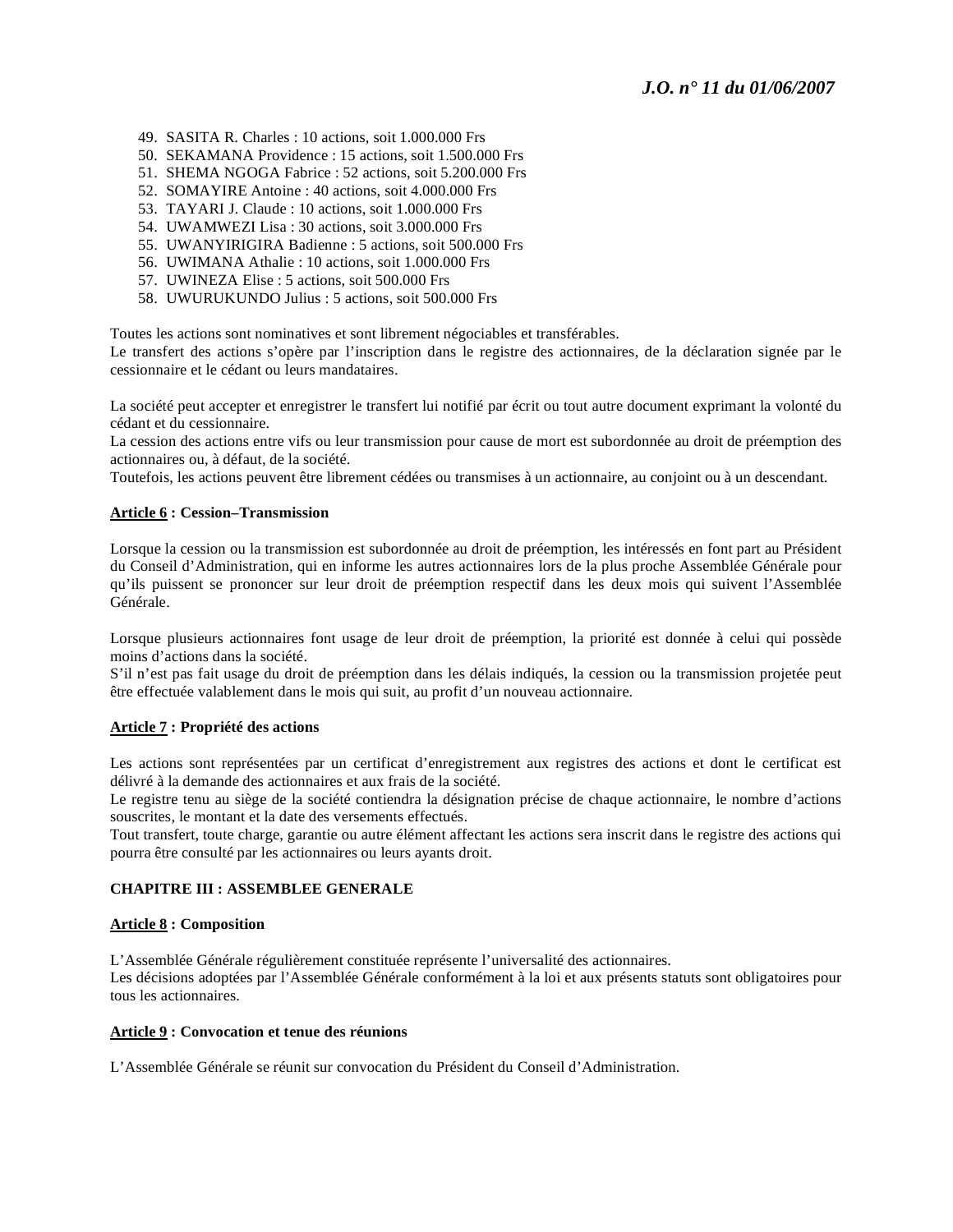49. SASITA R. Charles : 10 actions, soit 1.000.000 Frs
50. SEKAMANA Providence : 15 actions, soit 1.500.000 Frs
51. SHEMA NGOGA Fabrice : 52 actions, soit 5.200.000 Frs
52. SOMAYIRE Antoine : 40 actions, soit 4.000.000 Frs
53. TAYARI J. Claude : 10 actions, soit 1.000.000 Frs
54. UWAMWEZI Lisa : 30 actions, soit 3.000.000 Frs
55. UWANYIRIGIRA Badienne : 5 actions, soit 500.000 Frs
56. UWIMANA Athalie : 10 actions, soit 1.000.000 Frs
57. UWINEZA Elise : 5 actions, soit 500.000 Frs
58. UWURUKUNDO Julius : 5 actions, soit 500.000 Frs

Toutes les actions sont nominatives et sont librement négociables et transférables.
Le transfert des actions s'opère par l'inscription dans le registre des actionnaires, de la déclaration signée par le cessionnaire et le cédant ou leurs mandataires.

La société peut accepter et enregistrer le transfert lui notifié par écrit ou tout autre document exprimant la volonté du cédant et du cessionnaire.
La cession des actions entre vifs ou leur transmission pour cause de mort est subordonnée au droit de préemption des actionnaires ou, à défaut, de la société.
Toutefois, les actions peuvent être librement cédées ou transmises à un actionnaire, au conjoint ou à un descendant.

**Article 6 : Cession–Transmission**

Lorsque la cession ou la transmission est subordonnée au droit de préemption, les intéressés en font part au Président du Conseil d'Administration, qui en informe les autres actionnaires lors de la plus proche Assemblée Générale pour qu'ils puissent se prononcer sur leur droit de préemption respectif dans les deux mois qui suivent l'Assemblée Générale.

Lorsque plusieurs actionnaires font usage de leur droit de préemption, la priorité est donnée à celui qui possède moins d'actions dans la société.
S'il n'est pas fait usage du droit de préemption dans les délais indiqués, la cession ou la transmission projetée peut être effectuée valablement dans le mois qui suit, au profit d'un nouveau actionnaire.

**Article 7 : Propriété des actions**

Les actions sont représentées par un certificat d'enregistrement aux registres des actions et dont le certificat est délivré à la demande des actionnaires et aux frais de la société.
Le registre tenu au siège de la société contiendra la désignation précise de chaque actionnaire, le nombre d'actions souscrites, le montant et la date des versements effectués.
Tout transfert, toute charge, garantie ou autre élément affectant les actions sera inscrit dans le registre des actions qui pourra être consulté par les actionnaires ou leurs ayants droit.

## CHAPITRE III : ASSEMBLEE GENERALE

**Article 8 : Composition**

L'Assemblée Générale régulièrement constituée représente l'universalité des actionnaires.
Les décisions adoptées par l'Assemblée Générale conformément à la loi et aux présents statuts sont obligatoires pour tous les actionnaires.

**Article 9 : Convocation et tenue des réunions**

L'Assemblée Générale se réunit sur convocation du Président du Conseil d'Administration.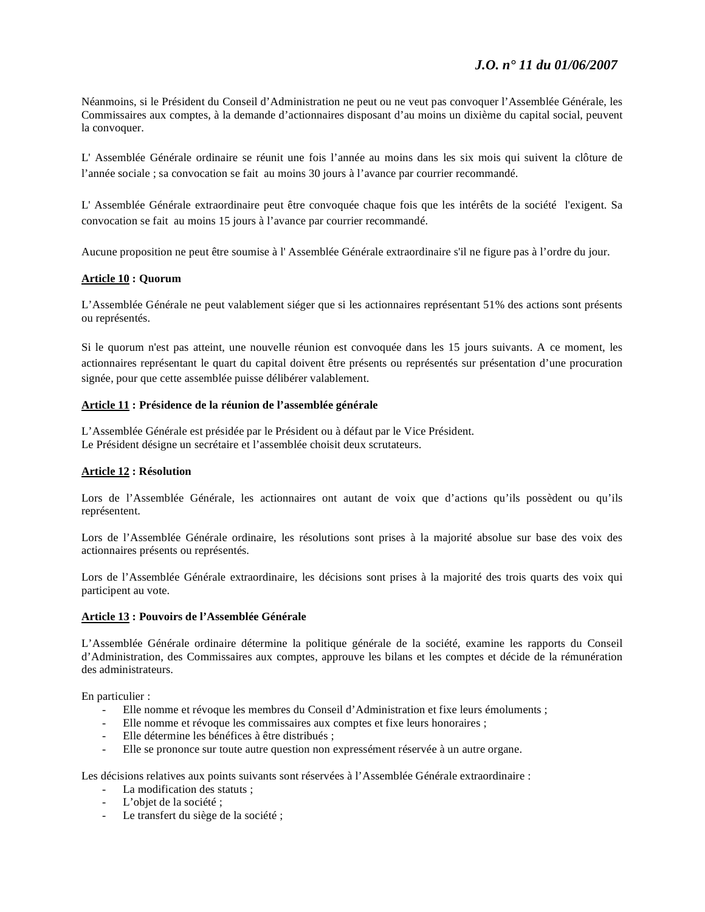Néanmoins, si le Président du Conseil d'Administration ne peut ou ne veut pas convoquer l'Assemblée Générale, les Commissaires aux comptes, à la demande d'actionnaires disposant d'au moins un dixième du capital social, peuvent la convoquer.

L' Assemblée Générale ordinaire se réunit une fois l'année au moins dans les six mois qui suivent la clôture de l'année sociale ; sa convocation se fait au moins 30 jours à l'avance par courrier recommandé.

L' Assemblée Générale extraordinaire peut être convoquée chaque fois que les intérêts de la société l'exigent. Sa convocation se fait au moins 15 jours à l'avance par courrier recommandé.

Aucune proposition ne peut être soumise à l' Assemblée Générale extraordinaire s'il ne figure pas à l'ordre du jour.

**Article 10 : Quorum**

L'Assemblée Générale ne peut valablement siéger que si les actionnaires représentant 51% des actions sont présents ou représentés.

Si le quorum n'est pas atteint, une nouvelle réunion est convoquée dans les 15 jours suivants. A ce moment, les actionnaires représentant le quart du capital doivent être présents ou représentés sur présentation d'une procuration signée, pour que cette assemblée puisse délibérer valablement.

**Article 11 : Présidence de la réunion de l'assemblée générale**

L'Assemblée Générale est présidée par le Président ou à défaut par le Vice Président.
Le Président désigne un secrétaire et l'assemblée choisit deux scrutateurs.

**Article 12 : Résolution**

Lors de l'Assemblée Générale, les actionnaires ont autant de voix que d'actions qu'ils possèdent ou qu'ils représentent.

Lors de l'Assemblée Générale ordinaire, les résolutions sont prises à la majorité absolue sur base des voix des actionnaires présents ou représentés.

Lors de l'Assemblée Générale extraordinaire, les décisions sont prises à la majorité des trois quarts des voix qui participent au vote.

**Article 13 : Pouvoirs de l'Assemblée Générale**

L'Assemblée Générale ordinaire détermine la politique générale de la société, examine les rapports du Conseil d'Administration, des Commissaires aux comptes, approuve les bilans et les comptes et décide de la rémunération des administrateurs.

En particulier :

- Elle nomme et révoque les membres du Conseil d'Administration et fixe leurs émoluments ;
- Elle nomme et révoque les commissaires aux comptes et fixe leurs honoraires ;
- Elle détermine les bénéfices à être distribués ;
- Elle se prononce sur toute autre question non expressément réservée à un autre organe.

Les décisions relatives aux points suivants sont réservées à l'Assemblée Générale extraordinaire :

- La modification des statuts ;
- L'objet de la société ;
- Le transfert du siège de la société ;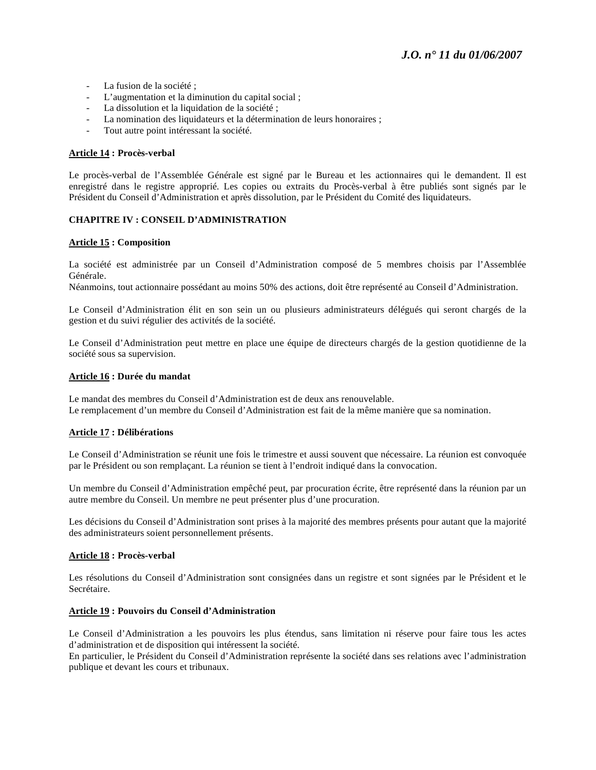- La fusion de la société ;
- L'augmentation et la diminution du capital social ;
- La dissolution et la liquidation de la société ;
- La nomination des liquidateurs et la détermination de leurs honoraires ;
- Tout autre point intéressant la société.

**Article 14 : Procès-verbal**

Le procès-verbal de l'Assemblée Générale est signé par le Bureau et les actionnaires qui le demandent. Il est enregistré dans le registre approprié. Les copies ou extraits du Procès-verbal à être publiés sont signés par le Président du Conseil d'Administration et après dissolution, par le Président du Comité des liquidateurs.

**CHAPITRE IV : CONSEIL D'ADMINISTRATION**

**Article 15 : Composition**

La société est administrée par un Conseil d'Administration composé de 5 membres choisis par l'Assemblée Générale.
Néanmoins, tout actionnaire possédant au moins 50% des actions, doit être représenté au Conseil d'Administration.

Le Conseil d'Administration élit en son sein un ou plusieurs administrateurs délégués qui seront chargés de la gestion et du suivi régulier des activités de la société.

Le Conseil d'Administration peut mettre en place une équipe de directeurs chargés de la gestion quotidienne de la société sous sa supervision.

**Article 16 : Durée du mandat**

Le mandat des membres du Conseil d'Administration est de deux ans renouvelable.
Le remplacement d'un membre du Conseil d'Administration est fait de la même manière que sa nomination.

**Article 17 : Délibérations**

Le Conseil d'Administration se réunit une fois le trimestre et aussi souvent que nécessaire. La réunion est convoquée par le Président ou son remplaçant. La réunion se tient à l'endroit indiqué dans la convocation.

Un membre du Conseil d'Administration empêché peut, par procuration écrite, être représenté dans la réunion par un autre membre du Conseil. Un membre ne peut présenter plus d'une procuration.

Les décisions du Conseil d'Administration sont prises à la majorité des membres présents pour autant que la majorité des administrateurs soient personnellement présents.

**Article 18 : Procès-verbal**

Les résolutions du Conseil d'Administration sont consignées dans un registre et sont signées par le Président et le Secrétaire.

**Article 19 : Pouvoirs du Conseil d'Administration**

Le Conseil d'Administration a les pouvoirs les plus étendus, sans limitation ni réserve pour faire tous les actes d'administration et de disposition qui intéressent la société.
En particulier, le Président du Conseil d'Administration représente la société dans ses relations avec l'administration publique et devant les cours et tribunaux.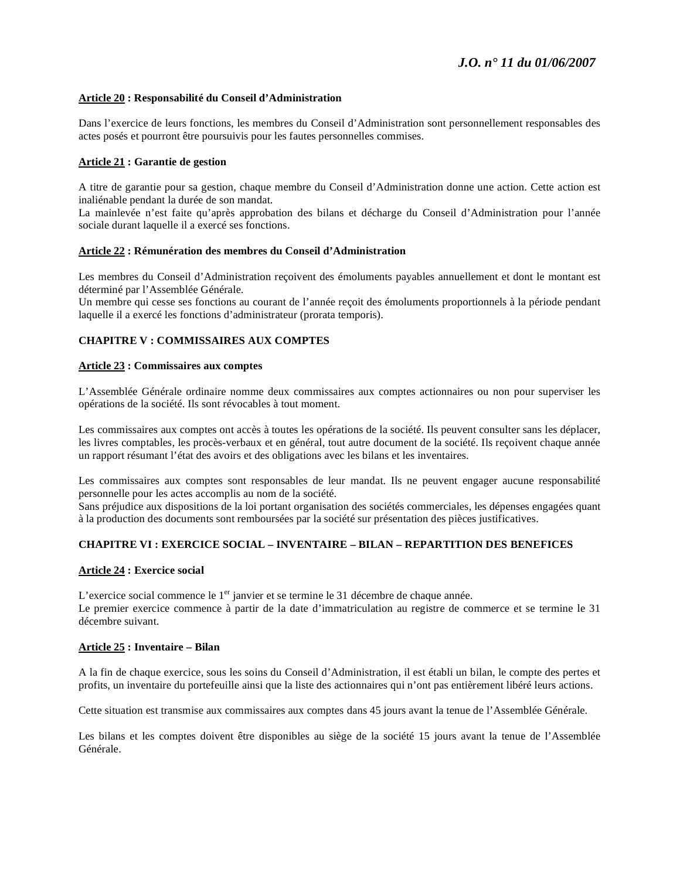**Article 20 : Responsabilité du Conseil d'Administration**

Dans l'exercice de leurs fonctions, les membres du Conseil d'Administration sont personnellement responsables des actes posés et pourront être poursuivis pour les fautes personnelles commises.

**Article 21 : Garantie de gestion**

A titre de garantie pour sa gestion, chaque membre du Conseil d'Administration donne une action. Cette action est inaliénable pendant la durée de son mandat.
La mainlevée n'est faite qu'après approbation des bilans et décharge du Conseil d'Administration pour l'année sociale durant laquelle il a exercé ses fonctions.

**Article 22 : Rémunération des membres du Conseil d'Administration**

Les membres du Conseil d'Administration reçoivent des émoluments payables annuellement et dont le montant est déterminé par l'Assemblée Générale.
Un membre qui cesse ses fonctions au courant de l'année reçoit des émoluments proportionnels à la période pendant laquelle il a exercé les fonctions d'administrateur (prorata temporis).

## CHAPITRE V : COMMISSAIRES AUX COMPTES

**Article 23 : Commissaires aux comptes**

L'Assemblée Générale ordinaire nomme deux commissaires aux comptes actionnaires ou non pour superviser les opérations de la société. Ils sont révocables à tout moment.

Les commissaires aux comptes ont accès à toutes les opérations de la société. Ils peuvent consulter sans les déplacer, les livres comptables, les procès-verbaux et en général, tout autre document de la société. Ils reçoivent chaque année un rapport résumant l'état des avoirs et des obligations avec les bilans et les inventaires.

Les commissaires aux comptes sont responsables de leur mandat. Ils ne peuvent engager aucune responsabilité personnelle pour les actes accomplis au nom de la société.
Sans préjudice aux dispositions de la loi portant organisation des sociétés commerciales, les dépenses engagées quant à la production des documents sont remboursées par la société sur présentation des pièces justificatives.

## CHAPITRE VI : EXERCICE SOCIAL – INVENTAIRE – BILAN – REPARTITION DES BENEFICES

**Article 24 : Exercice social**

L'exercice social commence le 1er janvier et se termine le 31 décembre de chaque année.
Le premier exercice commence à partir de la date d'immatriculation au registre de commerce et se termine le 31 décembre suivant.

**Article 25 : Inventaire – Bilan**

A la fin de chaque exercice, sous les soins du Conseil d'Administration, il est établi un bilan, le compte des pertes et profits, un inventaire du portefeuille ainsi que la liste des actionnaires qui n'ont pas entièrement libéré leurs actions.

Cette situation est transmise aux commissaires aux comptes dans 45 jours avant la tenue de l'Assemblée Générale.

Les bilans et les comptes doivent être disponibles au siège de la société 15 jours avant la tenue de l'Assemblée Générale.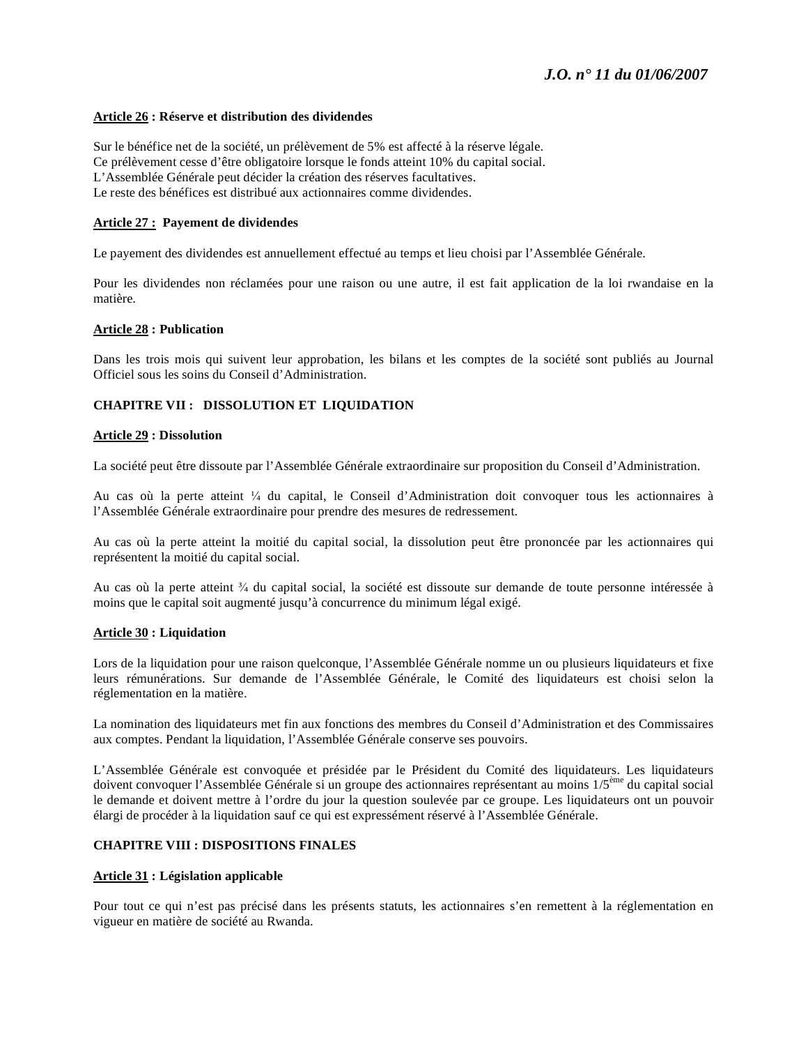**Article 26 : Réserve et distribution des dividendes**

Sur le bénéfice net de la société, un prélèvement de 5% est affecté à la réserve légale.
Ce prélèvement cesse d'être obligatoire lorsque le fonds atteint 10% du capital social.
L'Assemblée Générale peut décider la création des réserves facultatives.
Le reste des bénéfices est distribué aux actionnaires comme dividendes.

**Article 27 : Payement de dividendes**

Le payement des dividendes est annuellement effectué au temps et lieu choisi par l'Assemblée Générale.

Pour les dividendes non réclamées pour une raison ou une autre, il est fait application de la loi rwandaise en la matière.

**Article 28 : Publication**

Dans les trois mois qui suivent leur approbation, les bilans et les comptes de la société sont publiés au Journal Officiel sous les soins du Conseil d'Administration.

## CHAPITRE VII : DISSOLUTION ET LIQUIDATION

**Article 29 : Dissolution**

La société peut être dissoute par l'Assemblée Générale extraordinaire sur proposition du Conseil d'Administration.

Au cas où la perte atteint ¼ du capital, le Conseil d'Administration doit convoquer tous les actionnaires à l'Assemblée Générale extraordinaire pour prendre des mesures de redressement.

Au cas où la perte atteint la moitié du capital social, la dissolution peut être prononcée par les actionnaires qui représentent la moitié du capital social.

Au cas où la perte atteint ¾ du capital social, la société est dissoute sur demande de toute personne intéressée à moins que le capital soit augmenté jusqu'à concurrence du minimum légal exigé.

**Article 30 : Liquidation**

Lors de la liquidation pour une raison quelconque, l'Assemblée Générale nomme un ou plusieurs liquidateurs et fixe leurs rémunérations. Sur demande de l'Assemblée Générale, le Comité des liquidateurs est choisi selon la réglementation en la matière.

La nomination des liquidateurs met fin aux fonctions des membres du Conseil d'Administration et des Commissaires aux comptes. Pendant la liquidation, l'Assemblée Générale conserve ses pouvoirs.

L'Assemblée Générale est convoquée et présidée par le Président du Comité des liquidateurs. Les liquidateurs doivent convoquer l'Assemblée Générale si un groupe des actionnaires représentant au moins 1/5ème du capital social le demande et doivent mettre à l'ordre du jour la question soulevée par ce groupe. Les liquidateurs ont un pouvoir élargi de procéder à la liquidation sauf ce qui est expressément réservé à l'Assemblée Générale.

## CHAPITRE VIII : DISPOSITIONS FINALES

**Article 31 : Législation applicable**

Pour tout ce qui n'est pas précisé dans les présents statuts, les actionnaires s'en remettent à la réglementation en vigueur en matière de société au Rwanda.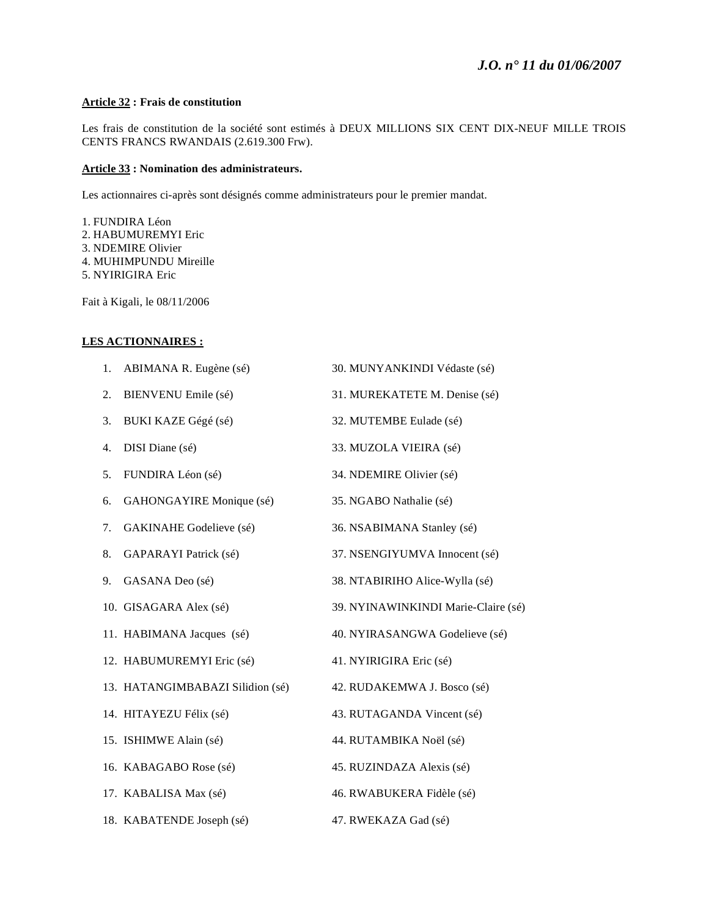**Article 32 : Frais de constitution**

Les frais de constitution de la société sont estimés à DEUX MILLIONS SIX CENT DIX-NEUF MILLE TROIS CENTS FRANCS RWANDAIS (2.619.300 Frw).

**Article 33 : Nomination des administrateurs.**

Les actionnaires ci-après sont désignés comme administrateurs pour le premier mandat.

1. FUNDIRA Léon
2. HABUMUREMYI Eric
3. NDEMIRE Olivier
4. MUHIMPUNDU Mireille
5. NYIRIGIRA Eric

Fait à Kigali, le 08/11/2006

**LES ACTIONNAIRES :**

1. ABIMANA R. Eugène (sé)
2. BIENVENU Emile (sé)
3. BUKI KAZE Gégé (sé)
4. DISI Diane (sé)
5. FUNDIRA Léon (sé)
6. GAHONGAYIRE Monique (sé)
7. GAKINAHE Godelieve (sé)
8. GAPARAYI Patrick (sé)
9. GASANA Deo (sé)
10. GISAGARA Alex (sé)
11. HABIMANA Jacques (sé)
12. HABUMUREMYI Eric (sé)
13. HATANGIMBABAZI Silidion (sé)
14. HITAYEZU Félix (sé)
15. ISHIMWE Alain (sé)
16. KABAGABO Rose (sé)
17. KABALISA Max (sé)
18. KABATENDE Joseph (sé)

30. MUNYANKINDI Védaste (sé)
31. MUREKATETE M. Denise (sé)
32. MUTEMBE Eulade (sé)
33. MUZOLA VIEIRA (sé)
34. NDEMIRE Olivier (sé)
35. NGABO Nathalie (sé)
36. NSABIMANA Stanley (sé)
37. NSENGIYUMVA Innocent (sé)
38. NTABIRIHO Alice-Wylla (sé)
39. NYINAWINKINDI Marie-Claire (sé)
40. NYIRASANGWA Godelieve (sé)
41. NYIRIGIRA Eric (sé)
42. RUDAKEMWA J. Bosco (sé)
43. RUTAGANDA Vincent (sé)
44. RUTAMBIKA Noël (sé)
45. RUZINDAZA Alexis (sé)
46. RWABUKERA Fidèle (sé)
47. RWEKAZA Gad (sé)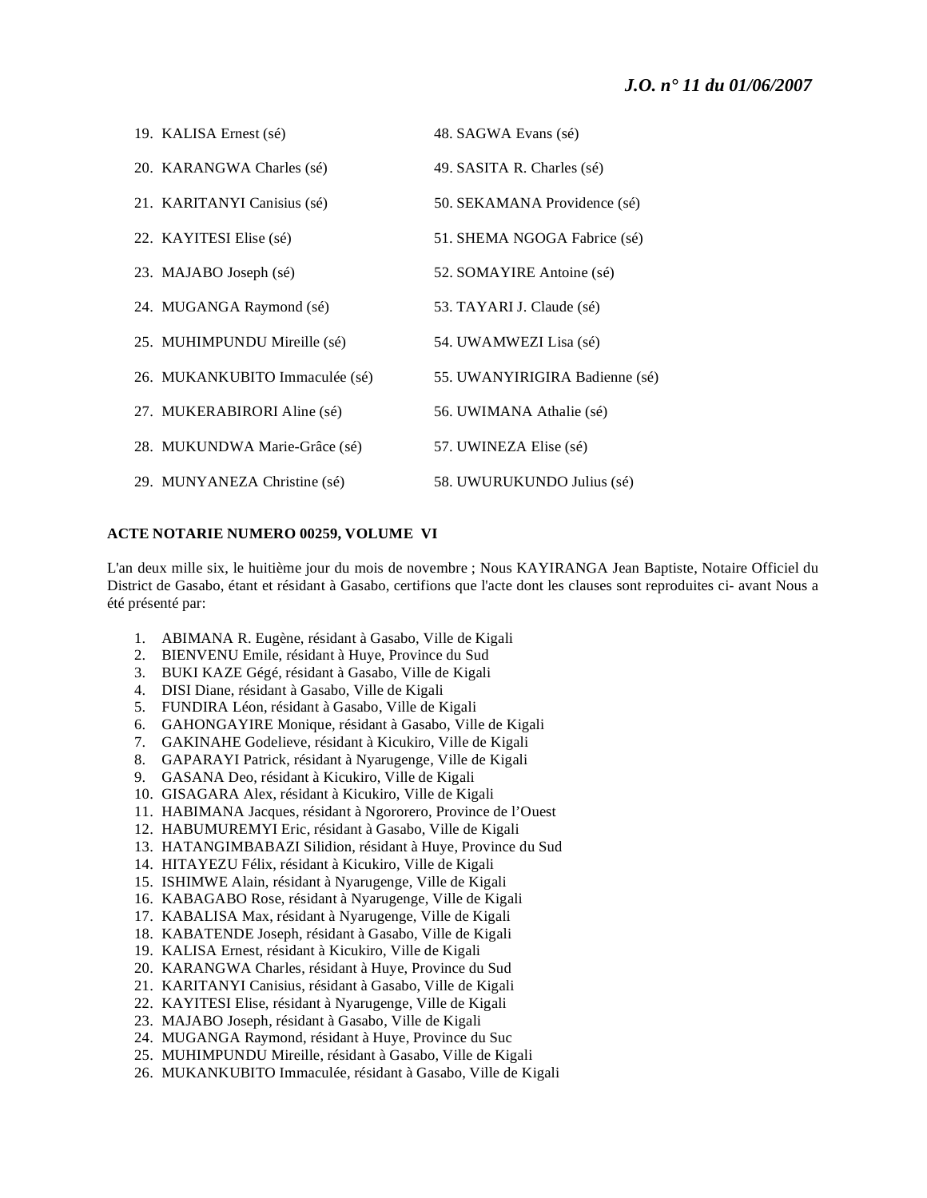19. KALISA Ernest (sé)
20. KARANGWA Charles (sé)
21. KARITANYI Canisius (sé)
22. KAYITESI Elise (sé)
23. MAJABO Joseph (sé)
24. MUGANGA Raymond (sé)
25. MUHIMPUNDU Mireille (sé)
26. MUKANKUBITO Immaculée (sé)
27. MUKERABIRORI Aline (sé)
28. MUKUNDWA Marie-Grâce (sé)
29. MUNYANEZA Christine (sé)

48. SAGWA Evans (sé)
49. SASITA R. Charles (sé)
50. SEKAMANA Providence (sé)
51. SHEMA NGOGA Fabrice (sé)
52. SOMAYIRE Antoine (sé)
53. TAYARI J. Claude (sé)
54. UWAMWEZI Lisa (sé)
55. UWANYIRIGIRA Badienne (sé)
56. UWIMANA Athalie (sé)
57. UWINEZA Elise (sé)
58. UWURUKUNDO Julius (sé)

**ACTE NOTARIE NUMERO 00259, VOLUME VI**

L'an deux mille six, le huitième jour du mois de novembre ; Nous KAYIRANGA Jean Baptiste, Notaire Officiel du District de Gasabo, étant et résidant à Gasabo, certifions que l'acte dont les clauses sont reproduites ci- avant Nous a été présenté par:

1. ABIMANA R. Eugène, résidant à Gasabo, Ville de Kigali
2. BIENVENU Emile, résidant à Huye, Province du Sud
3. BUKI KAZE Gégé, résidant à Gasabo, Ville de Kigali
4. DISI Diane, résidant à Gasabo, Ville de Kigali
5. FUNDIRA Léon, résidant à Gasabo, Ville de Kigali
6. GAHONGAYIRE Monique, résidant à Gasabo, Ville de Kigali
7. GAKINAHE Godelieve, résidant à Kicukiro, Ville de Kigali
8. GAPARAYI Patrick, résidant à Nyarugenge, Ville de Kigali
9. GASANA Deo, résidant à Kicukiro, Ville de Kigali
10. GISAGARA Alex, résidant à Kicukiro, Ville de Kigali
11. HABIMANA Jacques, résidant à Ngororero, Province de l'Ouest
12. HABUMUREMYI Eric, résidant à Gasabo, Ville de Kigali
13. HATANGIMBABAZI Silidion, résidant à Huye, Province du Sud
14. HITAYEZU Félix, résidant à Kicukiro, Ville de Kigali
15. ISHIMWE Alain, résidant à Nyarugenge, Ville de Kigali
16. KABAGABO Rose, résidant à Nyarugenge, Ville de Kigali
17. KABALISA Max, résidant à Nyarugenge, Ville de Kigali
18. KABATENDE Joseph, résidant à Gasabo, Ville de Kigali
19. KALISA Ernest, résidant à Kicukiro, Ville de Kigali
20. KARANGWA Charles, résidant à Huye, Province du Sud
21. KARITANYI Canisius, résidant à Gasabo, Ville de Kigali
22. KAYITESI Elise, résidant à Nyarugenge, Ville de Kigali
23. MAJABO Joseph, résidant à Gasabo, Ville de Kigali
24. MUGANGA Raymond, résidant à Huye, Province du Suc
25. MUHIMPUNDU Mireille, résidant à Gasabo, Ville de Kigali
26. MUKANKUBITO Immaculée, résidant à Gasabo, Ville de Kigali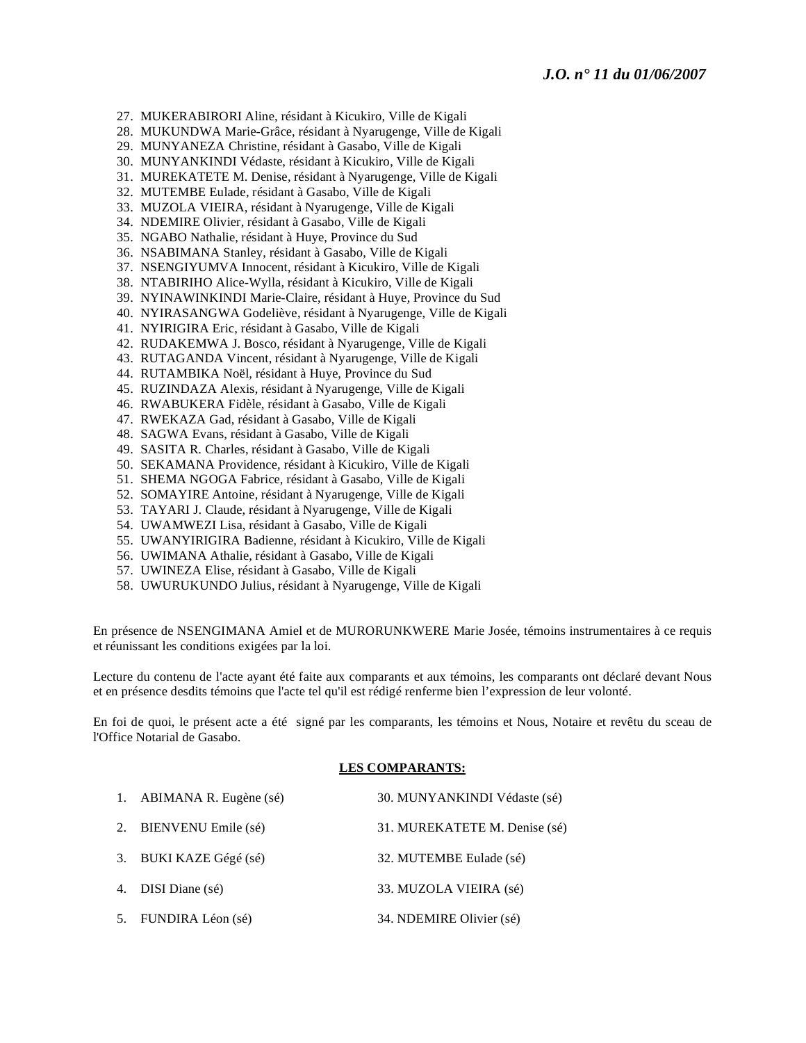27. MUKERABIRORI Aline, résidant à Kicukiro, Ville de Kigali
28. MUKUNDWA Marie-Grâce, résidant à Nyarugenge, Ville de Kigali
29. MUNYANEZA Christine, résidant à Gasabo, Ville de Kigali
30. MUNYANKINDI Védaste, résidant à Kicukiro, Ville de Kigali
31. MUREKATETE M. Denise, résidant à Nyarugenge, Ville de Kigali
32. MUTEMBE Eulade, résidant à Gasabo, Ville de Kigali
33. MUZOLA VIEIRA, résidant à Nyarugenge, Ville de Kigali
34. NDEMIRE Olivier, résidant à Gasabo, Ville de Kigali
35. NGABO Nathalie, résidant à Huye, Province du Sud
36. NSABIMANA Stanley, résidant à Gasabo, Ville de Kigali
37. NSENGIYUMVA Innocent, résidant à Kicukiro, Ville de Kigali
38. NTABIRIHO Alice-Wylla, résidant à Kicukiro, Ville de Kigali
39. NYINAWINKINDI Marie-Claire, résidant à Huye, Province du Sud
40. NYIRASANGWA Godelieve, résidant à Nyarugenge, Ville de Kigali
41. NYIRIGIRA Eric, résidant à Gasabo, Ville de Kigali
42. RUDAKEMWA J. Bosco, résidant à Nyarugenge, Ville de Kigali
43. RUTAGANDA Vincent, résidant à Nyarugenge, Ville de Kigali
44. RUTAMBIKA Noël, résidant à Huye, Province du Sud
45. RUZINDAZA Alexis, résidant à Nyarugenge, Ville de Kigali
46. RWABUKERA Fidèle, résidant à Gasabo, Ville de Kigali
47. RWEKAZA Gad, résidant à Gasabo, Ville de Kigali
48. SAGWA Evans, résidant à Gasabo, Ville de Kigali
49. SASITA R. Charles, résidant à Gasabo, Ville de Kigali
50. SEKAMANA Providence, résidant à Kicukiro, Ville de Kigali
51. SHEMA NGOGA Fabrice, résidant à Gasabo, Ville de Kigali
52. SOMAYIRE Antoine, résidant à Nyarugenge, Ville de Kigali
53. TAYARI J. Claude, résidant à Nyarugenge, Ville de Kigali
54. UWAMWEZI Lisa, résidant à Gasabo, Ville de Kigali
55. UWANYIRIGIRA Badienne, résidant à Kicukiro, Ville de Kigali
56. UWIMANA Athalie, résidant à Gasabo, Ville de Kigali
57. UWINEZA Elise, résidant à Gasabo, Ville de Kigali
58. UWURUKUNDO Julius, résidant à Nyarugenge, Ville de Kigali

En présence de NSENGIMANA Amiel et de MURORUNKWERE Marie Josée, témoins instrumentaires à ce requis et réunissant les conditions exigées par la loi.

Lecture du contenu de l'acte ayant été faite aux comparants et aux témoins, les comparants ont déclaré devant Nous et en présence desdits témoins que l'acte tel qu'il est rédigé renferme bien l'expression de leur volonté.

En foi de quoi, le présent acte a été signé par les comparants, les témoins et Nous, Notaire et revêtu du sceau de l'Office Notarial de Gasabo.

**LES COMPARANTS:**

1. ABIMANA R. Eugène (sé)
2. BIENVENU Emile (sé)
3. BUKI KAZE Gégé (sé)
4. DISI Diane (sé)
5. FUNDIRA Léon (sé)

30. MUNYANKINDI Védaste (sé)
31. MUREKATETE M. Denise (sé)
32. MUTEMBE Eulade (sé)
33. MUZOLA VIEIRA (sé)
34. NDEMIRE Olivier (sé)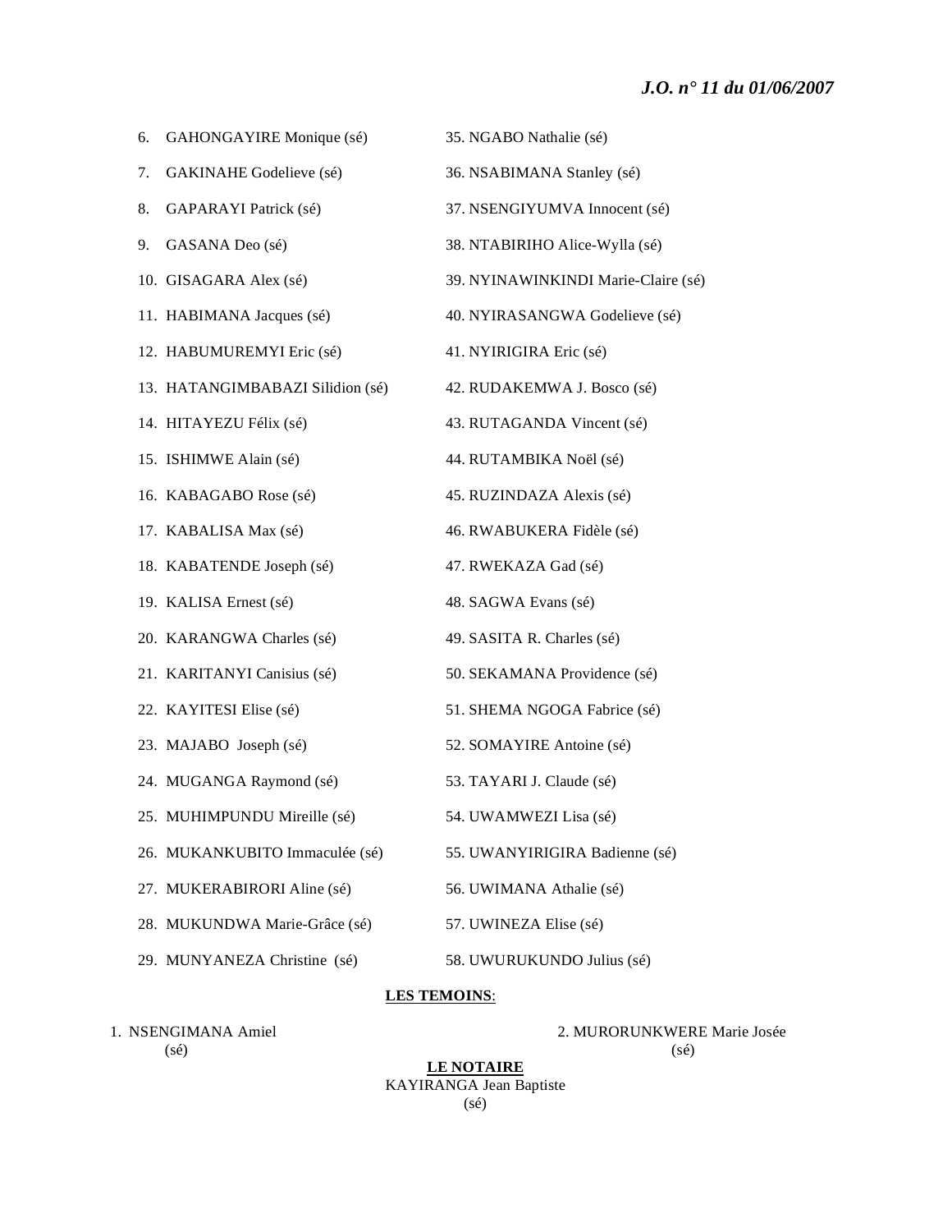6. GAHONGAYIRE Monique (sé)
7. GAKINAHE Godelieve (sé)
8. GAPARAYI Patrick (sé)
9. GASANA Deo (sé)
10. GISAGARA Alex (sé)
11. HABIMANA Jacques (sé)
12. HABUMUREMYI Eric (sé)
13. HATANGIMBABAZI Silidion (sé)
14. HITAYEZU Félix (sé)
15. ISHIMWE Alain (sé)
16. KABAGABO Rose (sé)
17. KABALISA Max (sé)
18. KABATENDE Joseph (sé)
19. KALISA Ernest (sé)
20. KARANGWA Charles (sé)
21. KARITANYI Canisius (sé)
22. KAYITESI Elise (sé)
23. MAJABO Joseph (sé)
24. MUGANGA Raymond (sé)
25. MUHIMPUNDU Mireille (sé)
26. MUKANKUBITO Immaculée (sé)
27. MUKERABIRORI Aline (sé)
28. MUKUNDWA Marie-Grâce (sé)
29. MUNYANEZA Christine (sé)
35. NGABO Nathalie (sé)
36. NSABIMANA Stanley (sé)
37. NSENGIYUMVA Innocent (sé)
38. NTABIRIHO Alice-Wylla (sé)
39. NYINAWINKINDI Marie-Claire (sé)
40. NYIRASANGWA Godelieve (sé)
41. NYIRIGIRA Eric (sé)
42. RUDAKEMWA J. Bosco (sé)
43. RUTAGANDA Vincent (sé)
44. RUTAMBIKA Noël (sé)
45. RUZINDAZA Alexis (sé)
46. RWABUKERA Fidèle (sé)
47. RWEKAZA Gad (sé)
48. SAGWA Evans (sé)
49. SASITA R. Charles (sé)
50. SEKAMANA Providence (sé)
51. SHEMA NGOGA Fabrice (sé)
52. SOMAYIRE Antoine (sé)
53. TAYARI J. Claude (sé)
54. UWAMWEZI Lisa (sé)
55. UWANYIRIGIRA Badienne (sé)
56. UWIMANA Athalie (sé)
57. UWINEZA Elise (sé)
58. UWURUKUNDO Julius (sé)

**LES TEMOINS**:

1. NSENGIMANA Amiel
(sé)

2. MURORUNKWERE Marie Josée
(sé)

**LE NOTAIRE**

KAYIRANGA Jean Baptiste
(sé)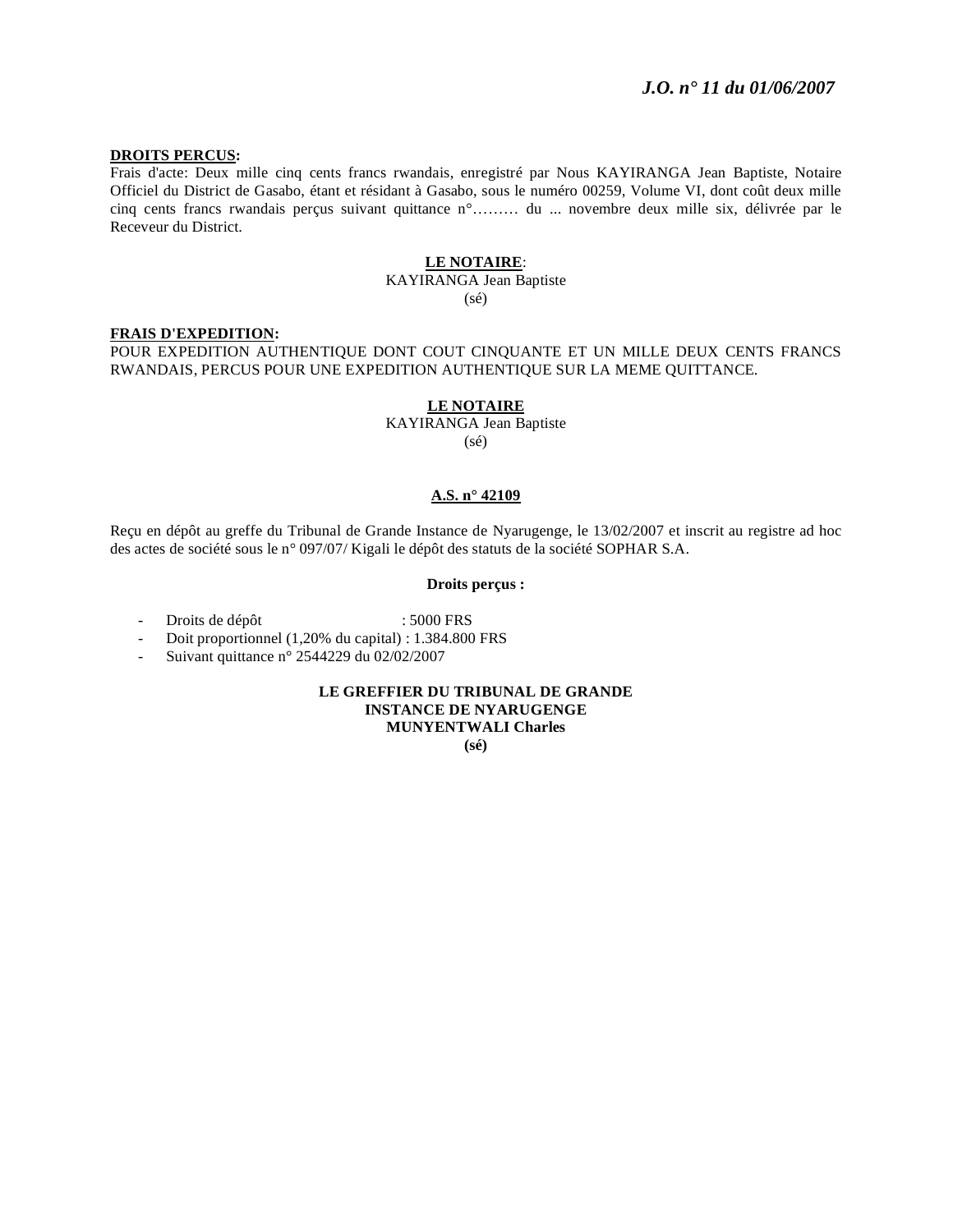**DROITS PERCUS:**
Frais d'acte: Deux mille cinq cents francs rwandais, enregistré par Nous KAYIRANGA Jean Baptiste, Notaire Officiel du District de Gasabo, étant et résidant à Gasabo, sous le numéro 00259, Volume VI, dont coût deux mille cinq cents francs rwandais perçus suivant quittance n°……… du ... novembre deux mille six, délivrée par le Receveur du District.

**LE NOTAIRE**:
KAYIRANGA Jean Baptiste
(sé)

**FRAIS D'EXPEDITION:**
POUR EXPEDITION AUTHENTIQUE DONT COUT CINQUANTE ET UN MILLE DEUX CENTS FRANCS RWANDAIS, PERCUS POUR UNE EXPEDITION AUTHENTIQUE SUR LA MEME QUITTANCE.

**LE NOTAIRE**
KAYIRANGA Jean Baptiste
(sé)

**A.S. n° 42109**

Reçu en dépôt au greffe du Tribunal de Grande Instance de Nyarugenge, le 13/02/2007 et inscrit au registre ad hoc des actes de société sous le n° 097/07/ Kigali le dépôt des statuts de la société SOPHAR S.A.

**Droits perçus :**

- Droits de dépôt : 5000 FRS
- Doit proportionnel (1,20% du capital) : 1.384.800 FRS
- Suivant quittance n° 2544229 du 02/02/2007

**LE GREFFIER DU TRIBUNAL DE GRANDE INSTANCE DE NYARUGENGE**
**MUNYENTWALI Charles**
**(sé)**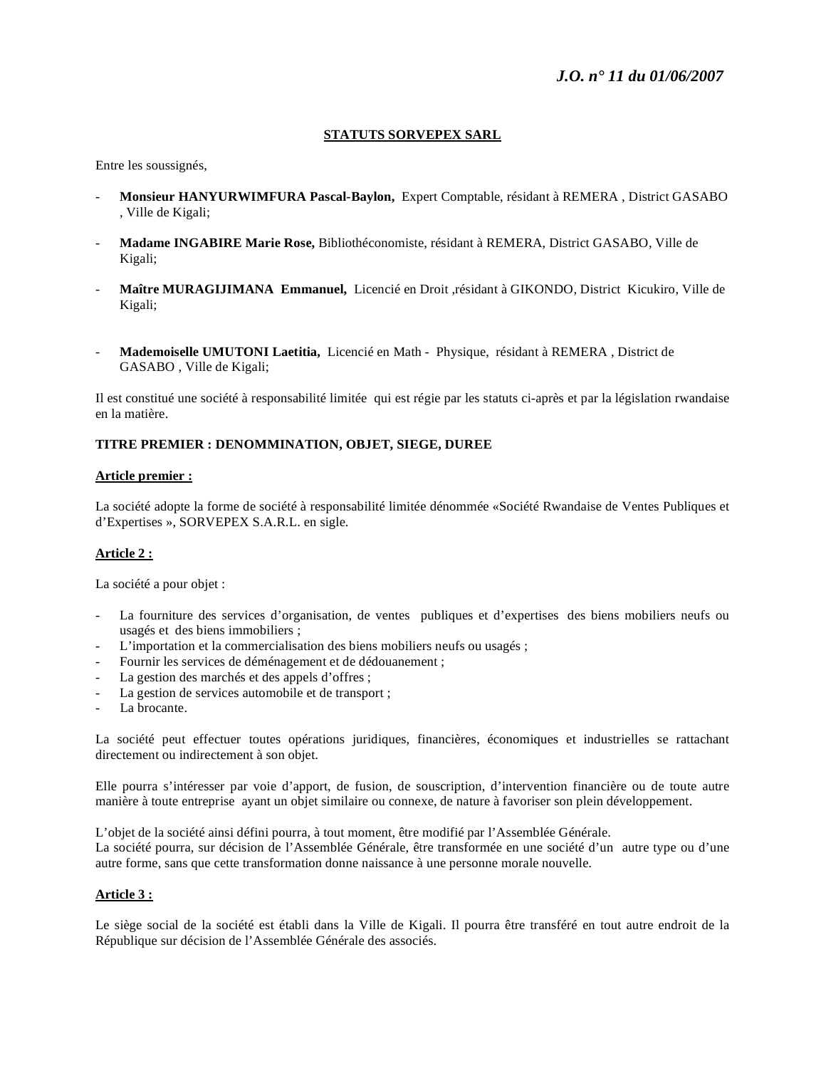**STATUTS SORVEPEX SARL**

Entre les soussignés,

- **Monsieur HANYURWIMFURA Pascal-Baylon,** Expert Comptable, résidant à REMERA , District GASABO , Ville de Kigali;

- **Madame INGABIRE Marie Rose,** Bibliothéconomiste, résidant à REMERA, District GASABO, Ville de Kigali;

- **Maître MURAGIJIMANA Emmanuel,** Licencié en Droit ,résidant à GIKONDO, District Kicukiro, Ville de Kigali;

- **Mademoiselle UMUTONI Laetitia,** Licencié en Math - Physique, résidant à REMERA , District de GASABO , Ville de Kigali;

Il est constitué une société à responsabilité limitée qui est régie par les statuts ci-après et par la législation rwandaise en la matière.

**TITRE PREMIER : DENOMMINATION, OBJET, SIEGE, DUREE**

**Article premier :**

La société adopte la forme de société à responsabilité limitée dénommée «Société Rwandaise de Ventes Publiques et d'Expertises », SORVEPEX S.A.R.L. en sigle.

**Article 2 :**

La société a pour objet :

- La fourniture des services d'organisation, de ventes publiques et d'expertises des biens mobiliers neufs ou usagés et des biens immobiliers ;
- L'importation et la commercialisation des biens mobiliers neufs ou usagés ;
- Fournir les services de déménagement et de dédouanement ;
- La gestion des marchés et des appels d'offres ;
- La gestion de services automobile et de transport ;
- La brocante.

La société peut effectuer toutes opérations juridiques, financières, économiques et industrielles se rattachant directement ou indirectement à son objet.

Elle pourra s'intéresser par voie d'apport, de fusion, de souscription, d'intervention financière ou de toute autre manière à toute entreprise ayant un objet similaire ou connexe, de nature à favoriser son plein développement.

L'objet de la société ainsi défini pourra, à tout moment, être modifié par l'Assemblée Générale.
La société pourra, sur décision de l'Assemblée Générale, être transformée en une société d'un autre type ou d'une autre forme, sans que cette transformation donne naissance à une personne morale nouvelle.

**Article 3 :**

Le siège social de la société est établi dans la Ville de Kigali. Il pourra être transféré en tout autre endroit de la République sur décision de l'Assemblée Générale des associés.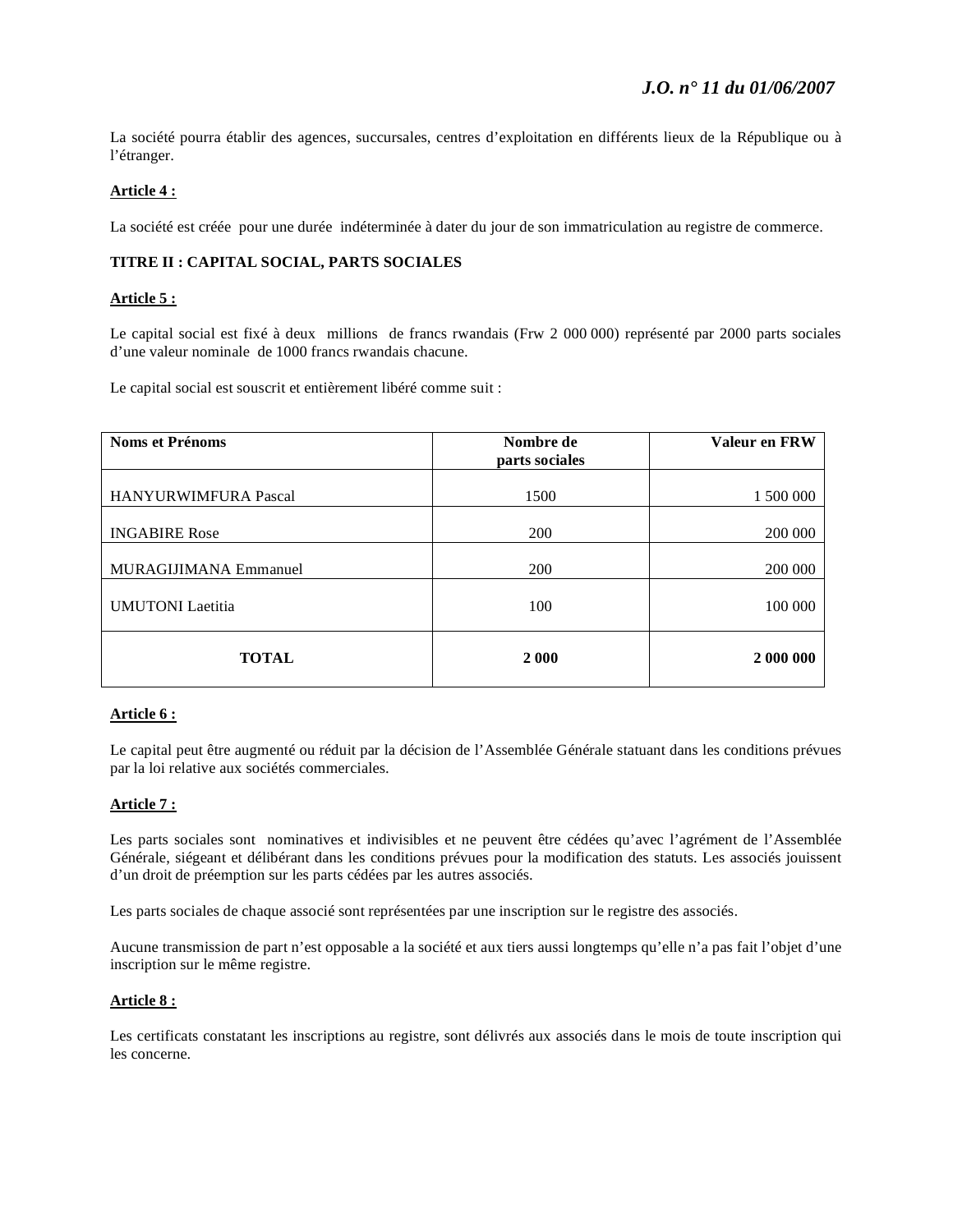La société pourra établir des agences, succursales, centres d'exploitation en différents lieux de la République ou à l'étranger.

**Article 4 :**

La société est créée pour une durée indéterminée à dater du jour de son immatriculation au registre de commerce.

**TITRE II : CAPITAL SOCIAL, PARTS SOCIALES**

**Article 5 :**

Le capital social est fixé à deux millions de francs rwandais (Frw 2 000 000) représenté par 2000 parts sociales d'une valeur nominale de 1000 francs rwandais chacune.

Le capital social est souscrit et entièrement libéré comme suit :

| Noms et Prénoms | Nombre de parts sociales | Valeur en FRW |
|---|---|---|
| HANYURWIMFURA Pascal | 1500 | 1 500 000 |
| INGABIRE Rose | 200 | 200 000 |
| MURAGIJIMANA Emmanuel | 200 | 200 000 |
| UMUTONI Laetitia | 100 | 100 000 |
| **TOTAL** | **2 000** | **2 000 000** |

**Article 6 :**

Le capital peut être augmenté ou réduit par la décision de l'Assemblée Générale statuant dans les conditions prévues par la loi relative aux sociétés commerciales.

**Article 7 :**

Les parts sociales sont nominatives et indivisibles et ne peuvent être cédées qu'avec l'agrément de l'Assemblée Générale, siégeant et délibérant dans les conditions prévues pour la modification des statuts. Les associés jouissent d'un droit de préemption sur les parts cédées par les autres associés.

Les parts sociales de chaque associé sont représentées par une inscription sur le registre des associés.

Aucune transmission de part n'est opposable a la société et aux tiers aussi longtemps qu'elle n'a pas fait l'objet d'une inscription sur le même registre.

**Article 8 :**

Les certificats constatant les inscriptions au registre, sont délivrés aux associés dans le mois de toute inscription qui les concerne.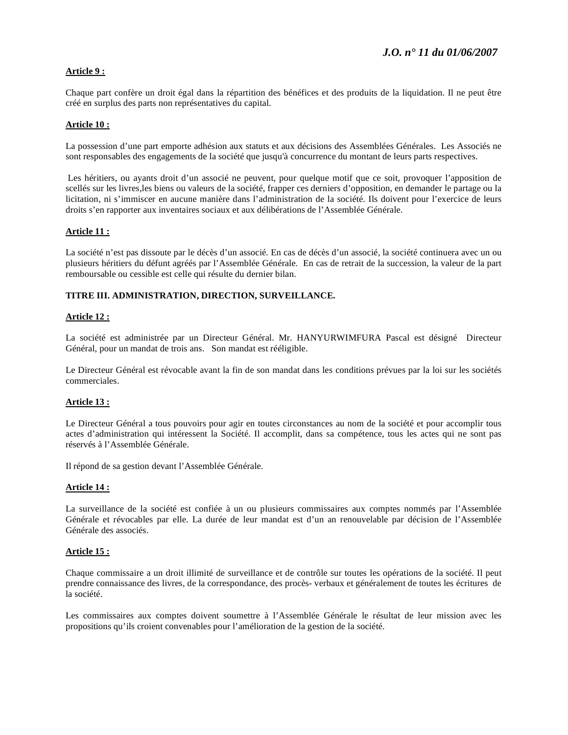**Article 9 :**

Chaque part confère un droit égal dans la répartition des bénéfices et des produits de la liquidation. Il ne peut être créé en surplus des parts non représentatives du capital.

**Article 10 :**

La possession d'une part emporte adhésion aux statuts et aux décisions des Assemblées Générales. Les Associés ne sont responsables des engagements de la société que jusqu'à concurrence du montant de leurs parts respectives.

Les héritiers, ou ayants droit d'un associé ne peuvent, pour quelque motif que ce soit, provoquer l'apposition de scellés sur les livres,les biens ou valeurs de la société, frapper ces derniers d'opposition, en demander le partage ou la licitation, ni s'immiscer en aucune manière dans l'administration de la société. Ils doivent pour l'exercice de leurs droits s'en rapporter aux inventaires sociaux et aux délibérations de l'Assemblée Générale.

**Article 11 :**

La société n'est pas dissoute par le décès d'un associé. En cas de décès d'un associé, la société continuera avec un ou plusieurs héritiers du défunt agréés par l'Assemblée Générale. En cas de retrait de la succession, la valeur de la part remboursable ou cessible est celle qui résulte du dernier bilan.

**TITRE III. ADMINISTRATION, DIRECTION, SURVEILLANCE.**

**Article 12 :**

La société est administrée par un Directeur Général. Mr. HANYURWIMFURA Pascal est désigné Directeur Général, pour un mandat de trois ans. Son mandat est rééligible.

Le Directeur Général est révocable avant la fin de son mandat dans les conditions prévues par la loi sur les sociétés commerciales.

**Article 13 :**

Le Directeur Général a tous pouvoirs pour agir en toutes circonstances au nom de la société et pour accomplir tous actes d'administration qui intéressent la Société. Il accomplit, dans sa compétence, tous les actes qui ne sont pas réservés à l'Assemblée Générale.

Il répond de sa gestion devant l'Assemblée Générale.

**Article 14 :**

La surveillance de la société est confiée à un ou plusieurs commissaires aux comptes nommés par l'Assemblée Générale et révocables par elle. La durée de leur mandat est d'un an renouvelable par décision de l'Assemblée Générale des associés.

**Article 15 :**

Chaque commissaire a un droit illimité de surveillance et de contrôle sur toutes les opérations de la société. Il peut prendre connaissance des livres, de la correspondance, des procès- verbaux et généralement de toutes les écritures de la société.

Les commissaires aux comptes doivent soumettre à l'Assemblée Générale le résultat de leur mission avec les propositions qu'ils croient convenables pour l'amélioration de la gestion de la société.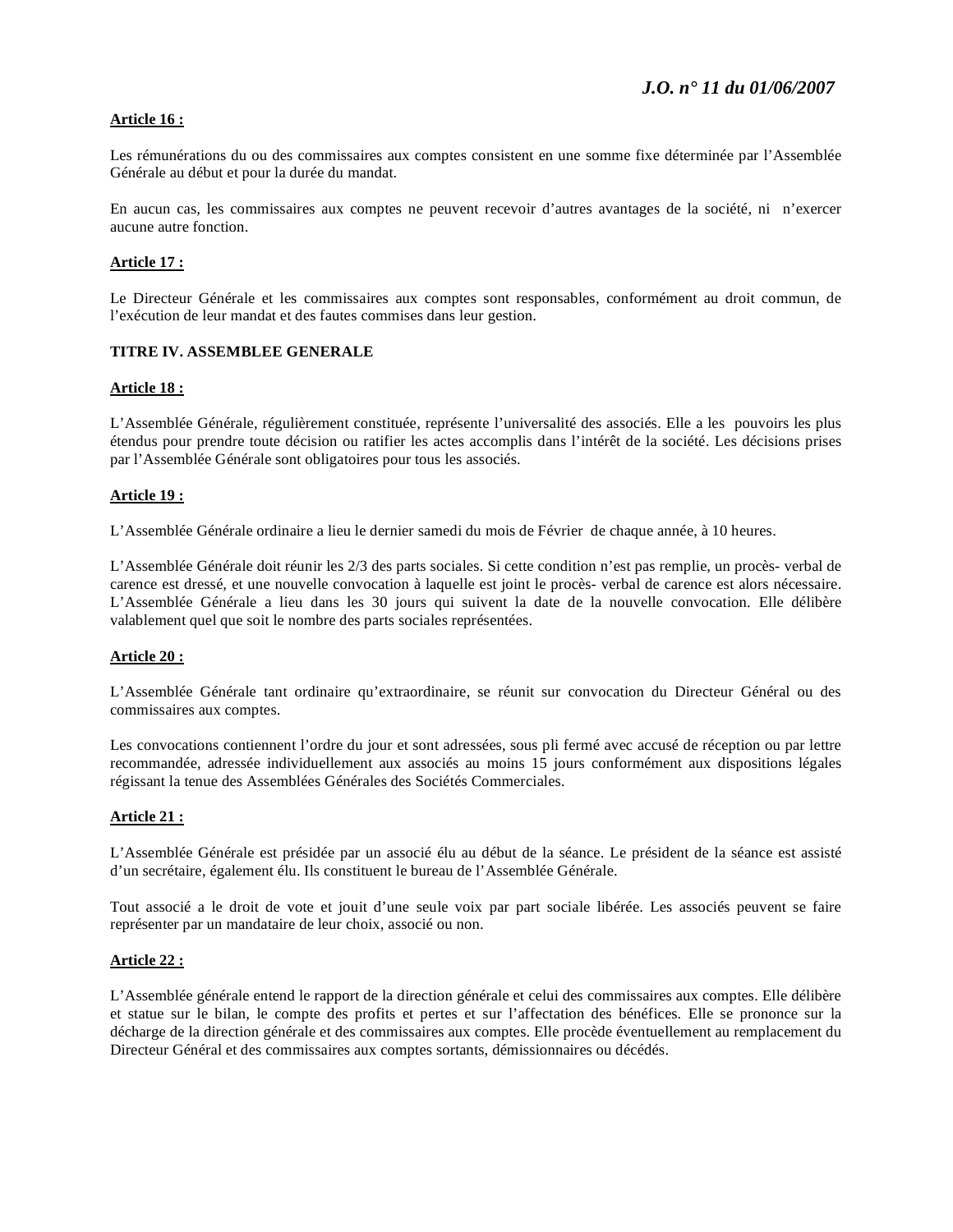**Article 16 :**

Les rémunérations du ou des commissaires aux comptes consistent en une somme fixe déterminée par l'Assemblée Générale au début et pour la durée du mandat.

En aucun cas, les commissaires aux comptes ne peuvent recevoir d'autres avantages de la société, ni n'exercer aucune autre fonction.

**Article 17 :**

Le Directeur Générale et les commissaires aux comptes sont responsables, conformément au droit commun, de l'exécution de leur mandat et des fautes commises dans leur gestion.

**TITRE IV. ASSEMBLEE GENERALE**

**Article 18 :**

L'Assemblée Générale, régulièrement constituée, représente l'universalité des associés. Elle a les pouvoirs les plus étendus pour prendre toute décision ou ratifier les actes accomplis dans l'intérêt de la société. Les décisions prises par l'Assemblée Générale sont obligatoires pour tous les associés.

**Article 19 :**

L'Assemblée Générale ordinaire a lieu le dernier samedi du mois de Février de chaque année, à 10 heures.

L'Assemblée Générale doit réunir les 2/3 des parts sociales. Si cette condition n'est pas remplie, un procès- verbal de carence est dressé, et une nouvelle convocation à laquelle est joint le procès- verbal de carence est alors nécessaire. L'Assemblée Générale a lieu dans les 30 jours qui suivent la date de la nouvelle convocation. Elle délibère valablement quel que soit le nombre des parts sociales représentées.

**Article 20 :**

L'Assemblée Générale tant ordinaire qu'extraordinaire, se réunit sur convocation du Directeur Général ou des commissaires aux comptes.

Les convocations contiennent l'ordre du jour et sont adressées, sous pli fermé avec accusé de réception ou par lettre recommandée, adressée individuellement aux associés au moins 15 jours conformément aux dispositions légales régissant la tenue des Assemblées Générales des Sociétés Commerciales.

**Article 21 :**

L'Assemblée Générale est présidée par un associé élu au début de la séance. Le président de la séance est assisté d'un secrétaire, également élu. Ils constituent le bureau de l'Assemblée Générale.

Tout associé a le droit de vote et jouit d'une seule voix par part sociale libérée. Les associés peuvent se faire représenter par un mandataire de leur choix, associé ou non.

**Article 22 :**

L'Assemblée générale entend le rapport de la direction générale et celui des commissaires aux comptes. Elle délibère et statue sur le bilan, le compte des profits et pertes et sur l'affectation des bénéfices. Elle se prononce sur la décharge de la direction générale et des commissaires aux comptes. Elle procède éventuellement au remplacement du Directeur Général et des commissaires aux comptes sortants, démissionnaires ou décédés.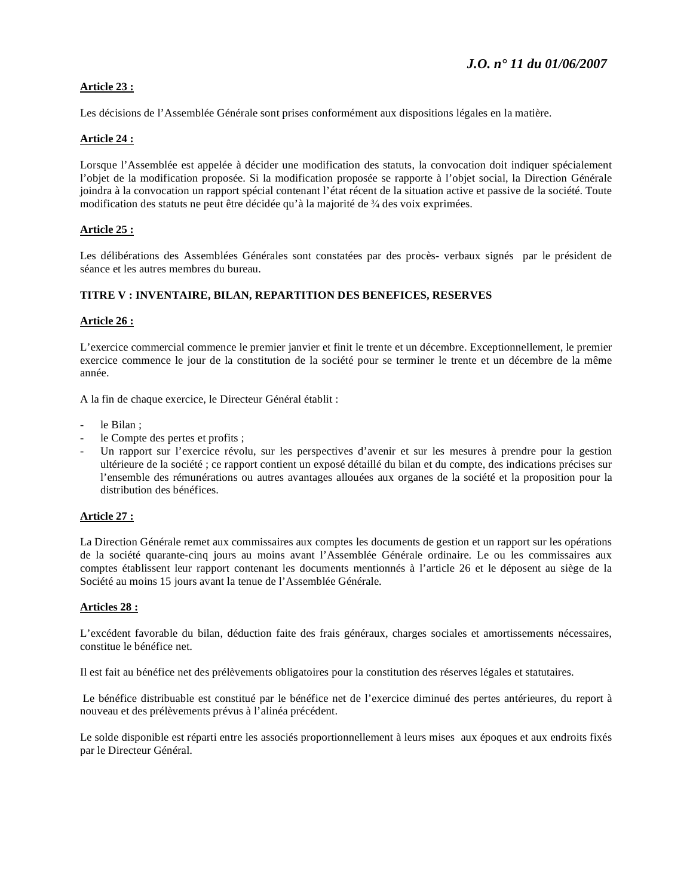**Article 23 :**

Les décisions de l'Assemblée Générale sont prises conformément aux dispositions légales en la matière.

**Article 24 :**

Lorsque l'Assemblée est appelée à décider une modification des statuts, la convocation doit indiquer spécialement l'objet de la modification proposée. Si la modification proposée se rapporte à l'objet social, la Direction Générale joindra à la convocation un rapport spécial contenant l'état récent de la situation active et passive de la société. Toute modification des statuts ne peut être décidée qu'à la majorité de ¾ des voix exprimées.

**Article 25 :**

Les délibérations des Assemblées Générales sont constatées par des procès- verbaux signés par le président de séance et les autres membres du bureau.

## TITRE V : INVENTAIRE, BILAN, REPARTITION DES BENEFICES, RESERVES

**Article 26 :**

L'exercice commercial commence le premier janvier et finit le trente et un décembre. Exceptionnellement, le premier exercice commence le jour de la constitution de la société pour se terminer le trente et un décembre de la même année.

A la fin de chaque exercice, le Directeur Général établit :

- le Bilan ;
- le Compte des pertes et profits ;
- Un rapport sur l'exercice révolu, sur les perspectives d'avenir et sur les mesures à prendre pour la gestion ultérieure de la société ; ce rapport contient un exposé détaillé du bilan et du compte, des indications précises sur l'ensemble des rémunérations ou autres avantages allouées aux organes de la société et la proposition pour la distribution des bénéfices.

**Article 27 :**

La Direction Générale remet aux commissaires aux comptes les documents de gestion et un rapport sur les opérations de la société quarante-cinq jours au moins avant l'Assemblée Générale ordinaire. Le ou les commissaires aux comptes établissent leur rapport contenant les documents mentionnés à l'article 26 et le déposent au siège de la Société au moins 15 jours avant la tenue de l'Assemblée Générale.

**Articles 28 :**

L'excédent favorable du bilan, déduction faite des frais généraux, charges sociales et amortissements nécessaires, constitue le bénéfice net.

Il est fait au bénéfice net des prélèvements obligatoires pour la constitution des réserves légales et statutaires.

Le bénéfice distribuable est constitué par le bénéfice net de l'exercice diminué des pertes antérieures, du report à nouveau et des prélèvements prévus à l'alinéa précédent.

Le solde disponible est réparti entre les associés proportionnellement à leurs mises aux époques et aux endroits fixés par le Directeur Général.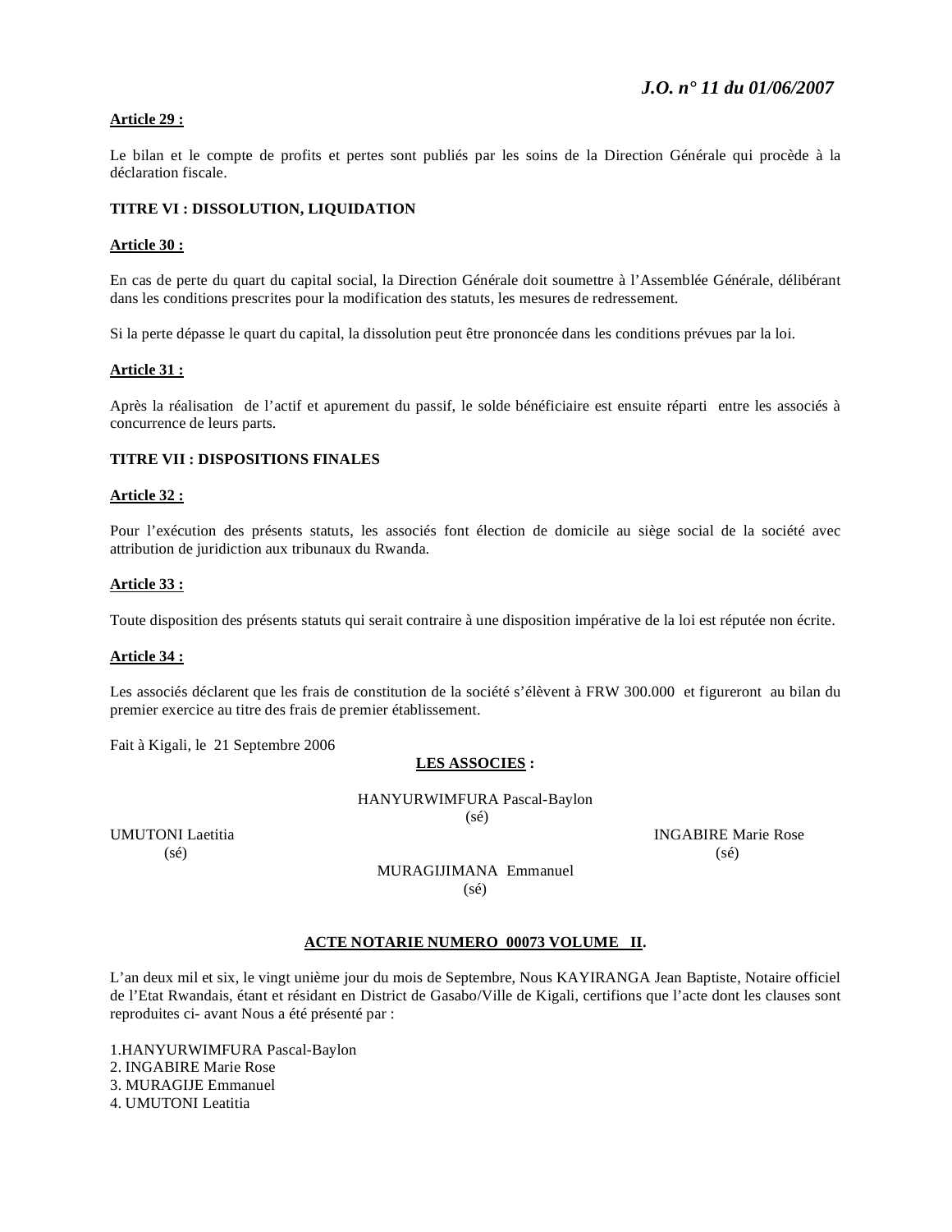**Article 29 :**

Le bilan et le compte de profits et pertes sont publiés par les soins de la Direction Générale qui procède à la déclaration fiscale.

**TITRE VI : DISSOLUTION, LIQUIDATION**

**Article 30 :**

En cas de perte du quart du capital social, la Direction Générale doit soumettre à l'Assemblée Générale, délibérant dans les conditions prescrites pour la modification des statuts, les mesures de redressement.

Si la perte dépasse le quart du capital, la dissolution peut être prononcée dans les conditions prévues par la loi.

**Article 31 :**

Après la réalisation de l'actif et apurement du passif, le solde bénéficiaire est ensuite réparti entre les associés à concurrence de leurs parts.

**TITRE VII : DISPOSITIONS FINALES**

**Article 32 :**

Pour l'exécution des présents statuts, les associés font élection de domicile au siège social de la société avec attribution de juridiction aux tribunaux du Rwanda.

**Article 33 :**

Toute disposition des présents statuts qui serait contraire à une disposition impérative de la loi est réputée non écrite.

**Article 34 :**

Les associés déclarent que les frais de constitution de la société s'élèvent à FRW 300.000 et figureront au bilan du premier exercice au titre des frais de premier établissement.

Fait à Kigali, le 21 Septembre 2006

**LES ASSOCIES :**

HANYURWIMFURA Pascal-Baylon
(sé)

UMUTONI Laetitia
(sé)

INGABIRE Marie Rose
(sé)

MURAGIJIMANA Emmanuel
(sé)

**ACTE NOTARIE NUMERO 00073 VOLUME II.**

L'an deux mil et six, le vingt unième jour du mois de Septembre, Nous KAYIRANGA Jean Baptiste, Notaire officiel de l'Etat Rwandais, étant et résidant en District de Gasabo/Ville de Kigali, certifions que l'acte dont les clauses sont reproduites ci- avant Nous a été présenté par :

1.HANYURWIMFURA Pascal-Baylon
2. INGABIRE Marie Rose
3. MURAGIJE Emmanuel
4. UMUTONI Leatitia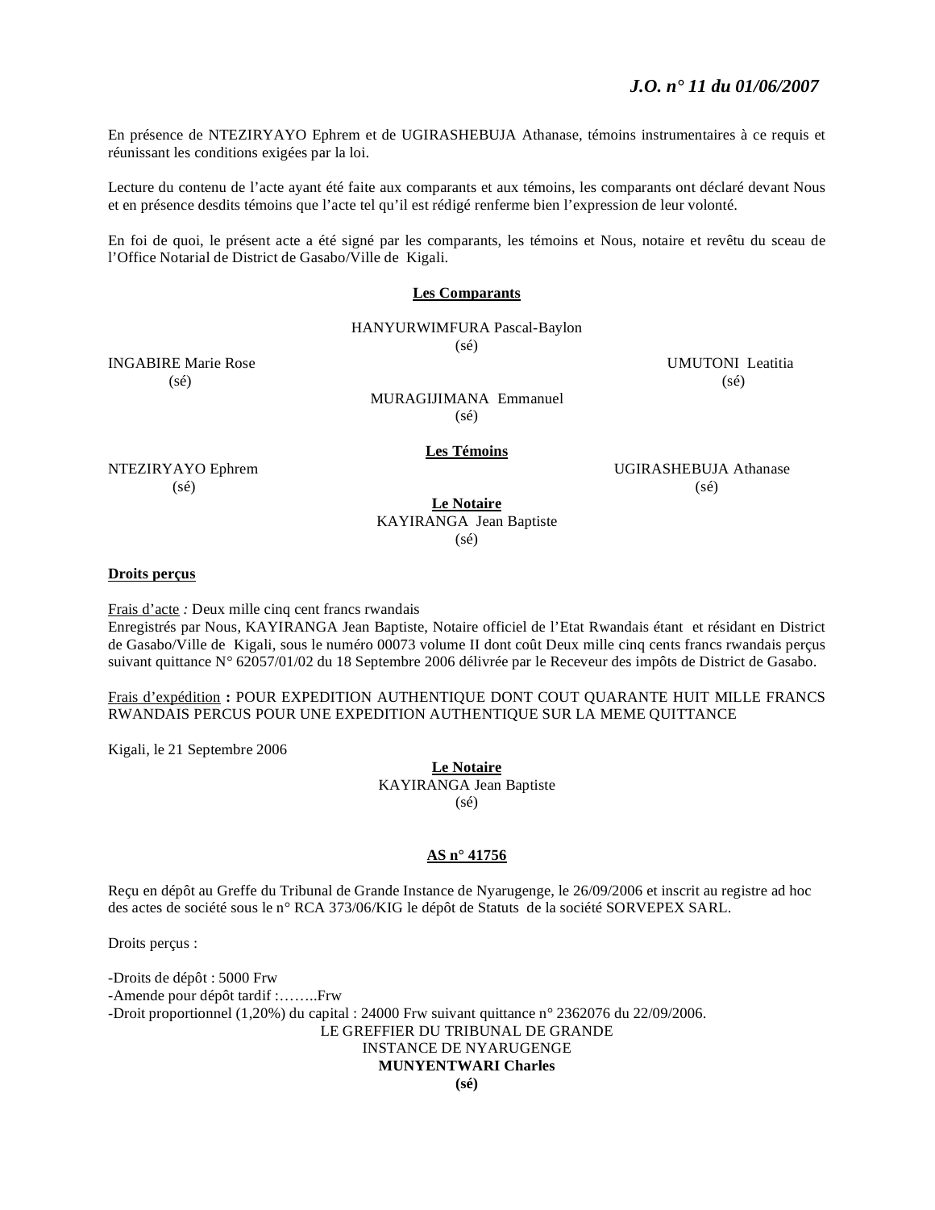En présence de NTEZIRYAYO Ephrem et de UGIRASHEBUJA Athanase, témoins instrumentaires à ce requis et réunissant les conditions exigées par la loi.

Lecture du contenu de l'acte ayant été faite aux comparants et aux témoins, les comparants ont déclaré devant Nous et en présence desdits témoins que l'acte tel qu'il est rédigé renferme bien l'expression de leur volonté.

En foi de quoi, le présent acte a été signé par les comparants, les témoins et Nous, notaire et revêtu du sceau de l'Office Notarial de District de Gasabo/Ville de Kigali.

**Les Comparants**

HANYURWIMFURA Pascal-Baylon
(sé)

INGABIRE Marie Rose
(sé)

UMUTONI Leatitia
(sé)

MURAGIJIMANA Emmanuel
(sé)

**Les Témoins**

NTEZIRYAYO Ephrem
(sé)

UGIRASHEBUJA Athanase
(sé)

**Le Notaire**
KAYIRANGA Jean Baptiste
(sé)

**Droits perçus**

Frais d'acte *:* Deux mille cinq cent francs rwandais
Enregistrés par Nous, KAYIRANGA Jean Baptiste, Notaire officiel de l'Etat Rwandais étant et résidant en District de Gasabo/Ville de Kigali, sous le numéro 00073 volume II dont coût Deux mille cinq cents francs rwandais perçus suivant quittance N° 62057/01/02 du 18 Septembre 2006 délivrée par le Receveur des impôts de District de Gasabo.

Frais d'expédition **:** POUR EXPEDITION AUTHENTIQUE DONT COUT QUARANTE HUIT MILLE FRANCS RWANDAIS PERCUS POUR UNE EXPEDITION AUTHENTIQUE SUR LA MEME QUITTANCE

Kigali, le 21 Septembre 2006

**Le Notaire**
KAYIRANGA Jean Baptiste
(sé)

**AS n° 41756**

Reçu en dépôt au Greffe du Tribunal de Grande Instance de Nyarugenge, le 26/09/2006 et inscrit au registre ad hoc des actes de société sous le n° RCA 373/06/KIG le dépôt de Statuts de la société SORVEPEX SARL.

Droits perçus :

-Droits de dépôt : 5000 Frw
-Amende pour dépôt tardif :……..Frw
-Droit proportionnel (1,20%) du capital : 24000 Frw suivant quittance n° 2362076 du 22/09/2006.

LE GREFFIER DU TRIBUNAL DE GRANDE INSTANCE DE NYARUGENGE
**MUNYENTWARI Charles**
**(sé)**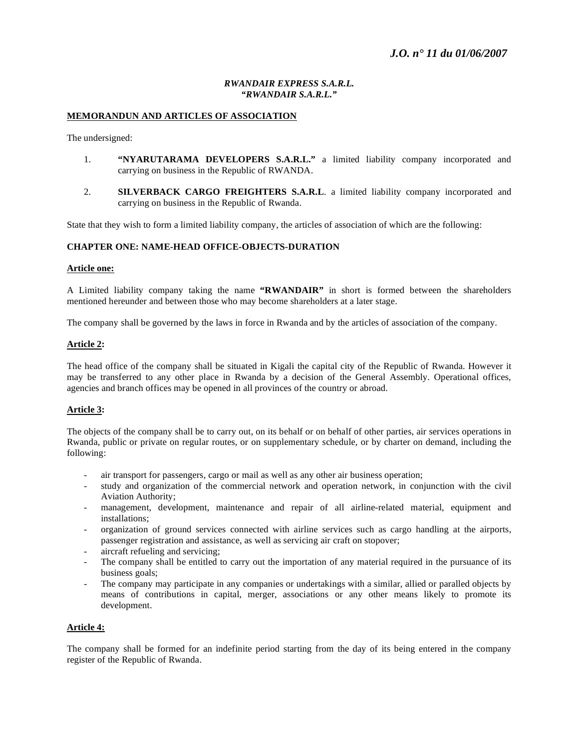*RWANDAIR EXPRESS S.A.R.L.*
*"RWANDAIR S.A.R.L."*

## MEMORANDUN AND ARTICLES OF ASSOCIATION

The undersigned:

1. **"NYARUTARAMA DEVELOPERS S.A.R.L."** a limited liability company incorporated and carrying on business in the Republic of RWANDA.

2. **SILVERBACK CARGO FREIGHTERS S.A.R.L**. a limited liability company incorporated and carrying on business in the Republic of Rwanda.

State that they wish to form a limited liability company, the articles of association of which are the following:

### CHAPTER ONE: NAME-HEAD OFFICE-OBJECTS-DURATION

**Article one:**

A Limited liability company taking the name **"RWANDAIR"** in short is formed between the shareholders mentioned hereunder and between those who may become shareholders at a later stage.

The company shall be governed by the laws in force in Rwanda and by the articles of association of the company.

**Article 2:**

The head office of the company shall be situated in Kigali the capital city of the Republic of Rwanda. However it may be transferred to any other place in Rwanda by a decision of the General Assembly. Operational offices, agencies and branch offices may be opened in all provinces of the country or abroad.

**Article 3:**

The objects of the company shall be to carry out, on its behalf or on behalf of other parties, air services operations in Rwanda, public or private on regular routes, or on supplementary schedule, or by charter on demand, including the following:

- air transport for passengers, cargo or mail as well as any other air business operation;
- study and organization of the commercial network and operation network, in conjunction with the civil Aviation Authority;
- management, development, maintenance and repair of all airline-related material, equipment and installations;
- organization of ground services connected with airline services such as cargo handling at the airports, passenger registration and assistance, as well as servicing air craft on stopover;
- aircraft refueling and servicing;
- The company shall be entitled to carry out the importation of any material required in the pursuance of its business goals;
- The company may participate in any companies or undertakings with a similar, allied or paralled objects by means of contributions in capital, merger, associations or any other means likely to promote its development.

**Article 4:**

The company shall be formed for an indefinite period starting from the day of its being entered in the company register of the Republic of Rwanda.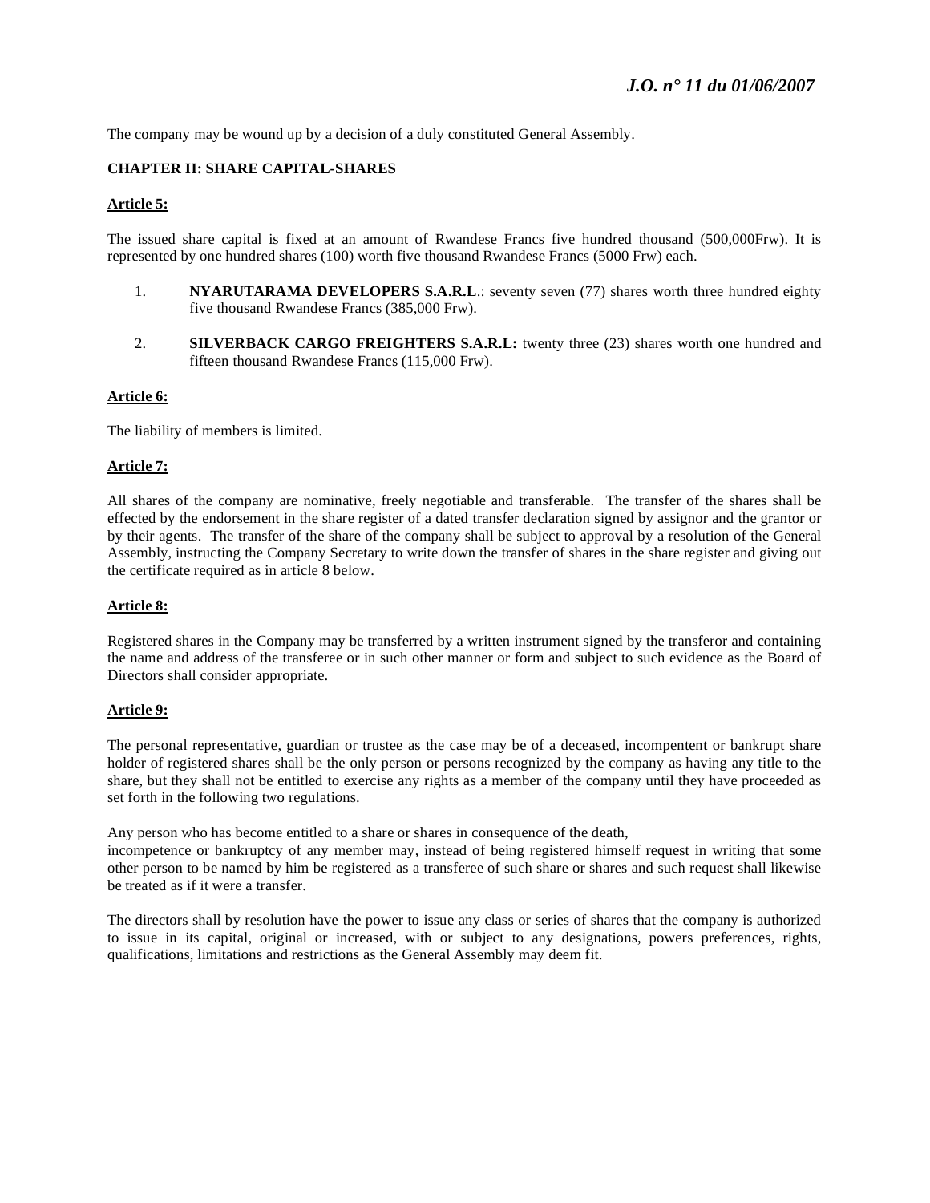The company may be wound up by a decision of a duly constituted General Assembly.

**CHAPTER II: SHARE CAPITAL-SHARES**

**Article 5:**

The issued share capital is fixed at an amount of Rwandese Francs five hundred thousand (500,000Frw). It is represented by one hundred shares (100) worth five thousand Rwandese Francs (5000 Frw) each.

1. **NYARUTARAMA DEVELOPERS S.A.R.L**.: seventy seven (77) shares worth three hundred eighty five thousand Rwandese Francs (385,000 Frw).

2. **SILVERBACK CARGO FREIGHTERS S.A.R.L:** twenty three (23) shares worth one hundred and fifteen thousand Rwandese Francs (115,000 Frw).

**Article 6:**

The liability of members is limited.

**Article 7:**

All shares of the company are nominative, freely negotiable and transferable. The transfer of the shares shall be effected by the endorsement in the share register of a dated transfer declaration signed by assignor and the grantor or by their agents. The transfer of the share of the company shall be subject to approval by a resolution of the General Assembly, instructing the Company Secretary to write down the transfer of shares in the share register and giving out the certificate required as in article 8 below.

**Article 8:**

Registered shares in the Company may be transferred by a written instrument signed by the transferor and containing the name and address of the transferee or in such other manner or form and subject to such evidence as the Board of Directors shall consider appropriate.

**Article 9:**

The personal representative, guardian or trustee as the case may be of a deceased, incompentent or bankrupt share holder of registered shares shall be the only person or persons recognized by the company as having any title to the share, but they shall not be entitled to exercise any rights as a member of the company until they have proceeded as set forth in the following two regulations.

Any person who has become entitled to a share or shares in consequence of the death, incompetence or bankruptcy of any member may, instead of being registered himself request in writing that some other person to be named by him be registered as a transferee of such share or shares and such request shall likewise be treated as if it were a transfer.

The directors shall by resolution have the power to issue any class or series of shares that the company is authorized to issue in its capital, original or increased, with or subject to any designations, powers preferences, rights, qualifications, limitations and restrictions as the General Assembly may deem fit.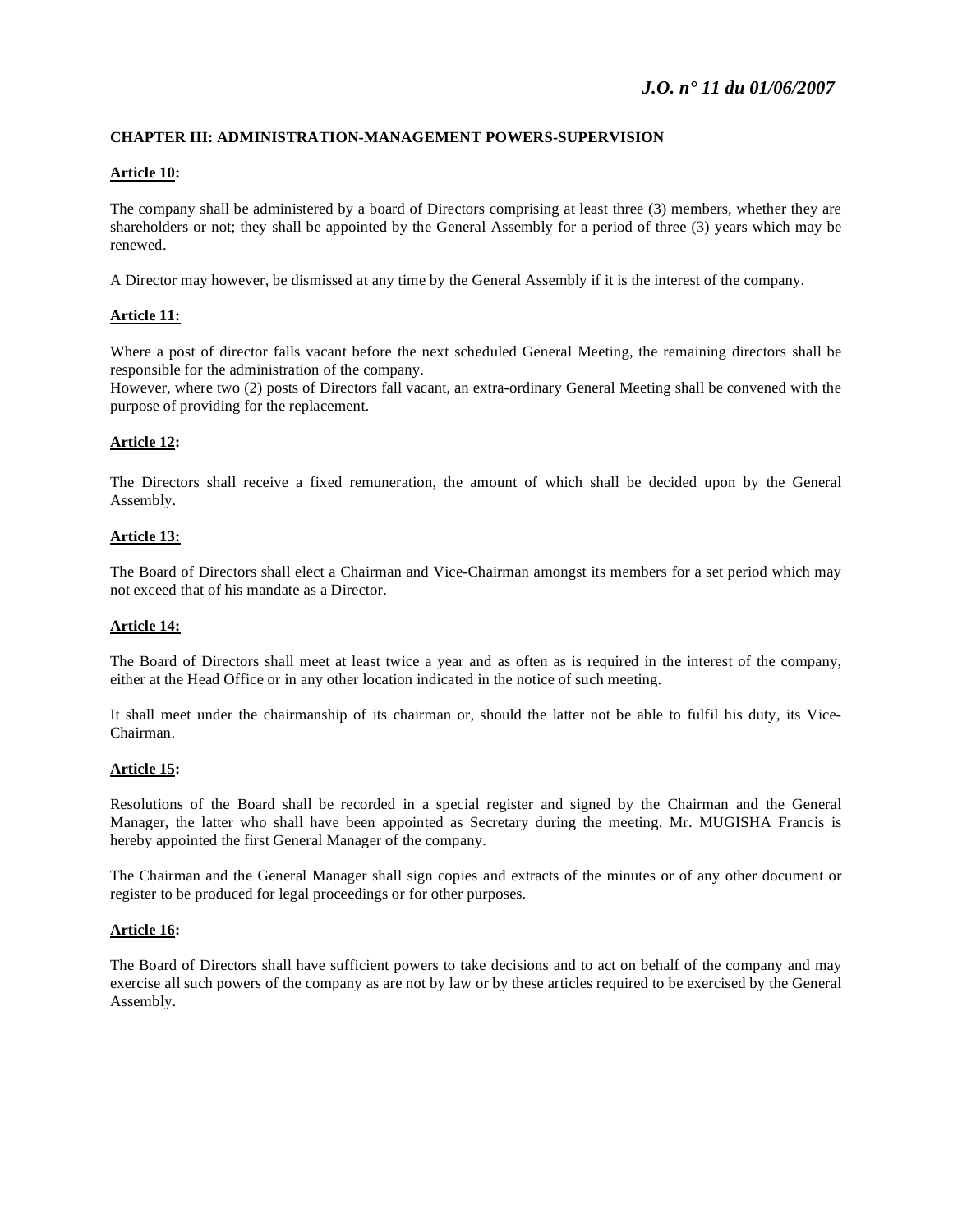**CHAPTER III: ADMINISTRATION-MANAGEMENT POWERS-SUPERVISION**

**Article 10:**

The company shall be administered by a board of Directors comprising at least three (3) members, whether they are shareholders or not; they shall be appointed by the General Assembly for a period of three (3) years which may be renewed.

A Director may however, be dismissed at any time by the General Assembly if it is the interest of the company.

**Article 11:**

Where a post of director falls vacant before the next scheduled General Meeting, the remaining directors shall be responsible for the administration of the company.
However, where two (2) posts of Directors fall vacant, an extra-ordinary General Meeting shall be convened with the purpose of providing for the replacement.

**Article 12:**

The Directors shall receive a fixed remuneration, the amount of which shall be decided upon by the General Assembly.

**Article 13:**

The Board of Directors shall elect a Chairman and Vice-Chairman amongst its members for a set period which may not exceed that of his mandate as a Director.

**Article 14:**

The Board of Directors shall meet at least twice a year and as often as is required in the interest of the company, either at the Head Office or in any other location indicated in the notice of such meeting.

It shall meet under the chairmanship of its chairman or, should the latter not be able to fulfil his duty, its Vice-Chairman.

**Article 15:**

Resolutions of the Board shall be recorded in a special register and signed by the Chairman and the General Manager, the latter who shall have been appointed as Secretary during the meeting. Mr. MUGISHA Francis is hereby appointed the first General Manager of the company.

The Chairman and the General Manager shall sign copies and extracts of the minutes or of any other document or register to be produced for legal proceedings or for other purposes.

**Article 16:**

The Board of Directors shall have sufficient powers to take decisions and to act on behalf of the company and may exercise all such powers of the company as are not by law or by these articles required to be exercised by the General Assembly.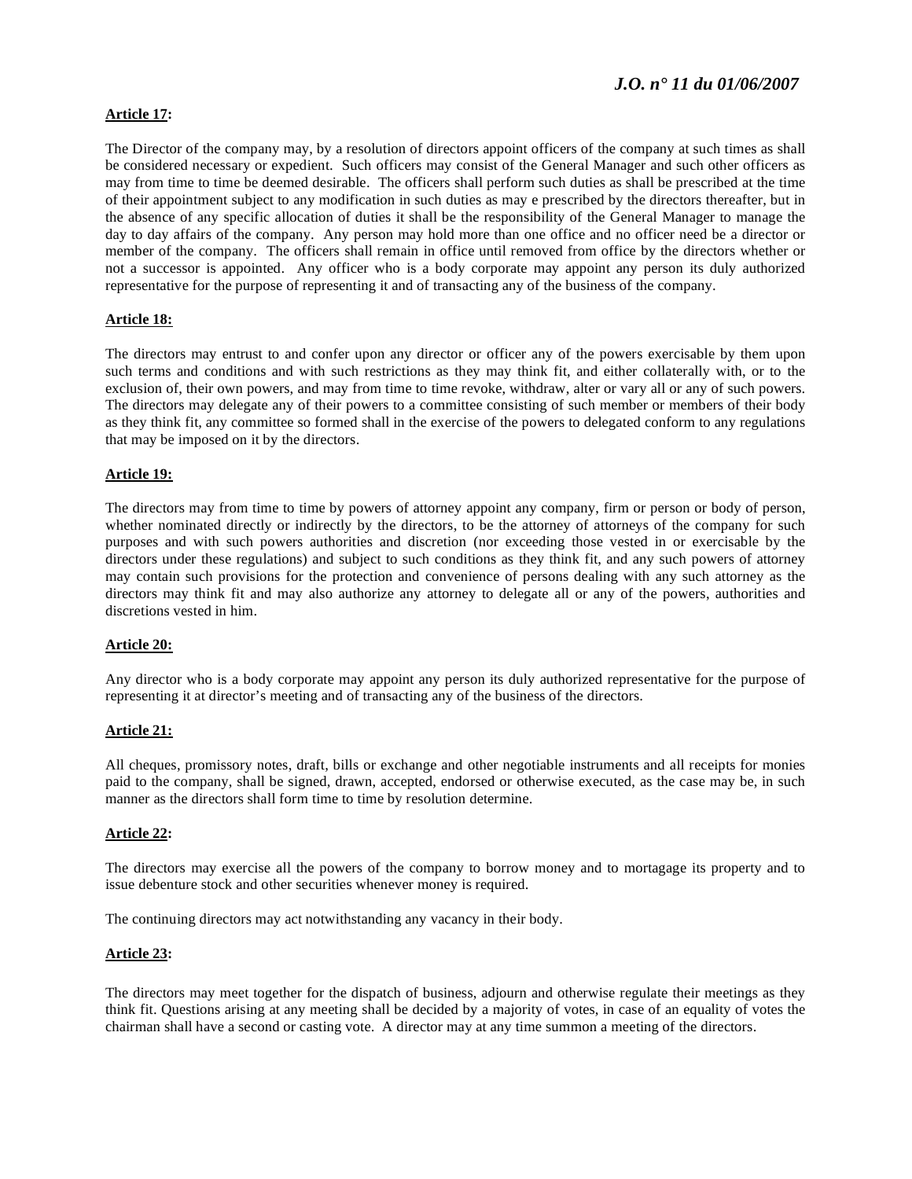**Article 17:**

The Director of the company may, by a resolution of directors appoint officers of the company at such times as shall be considered necessary or expedient. Such officers may consist of the General Manager and such other officers as may from time to time be deemed desirable. The officers shall perform such duties as shall be prescribed at the time of their appointment subject to any modification in such duties as may e prescribed by the directors thereafter, but in the absence of any specific allocation of duties it shall be the responsibility of the General Manager to manage the day to day affairs of the company. Any person may hold more than one office and no officer need be a director or member of the company. The officers shall remain in office until removed from office by the directors whether or not a successor is appointed. Any officer who is a body corporate may appoint any person its duly authorized representative for the purpose of representing it and of transacting any of the business of the company.

**Article 18:**

The directors may entrust to and confer upon any director or officer any of the powers exercisable by them upon such terms and conditions and with such restrictions as they may think fit, and either collaterally with, or to the exclusion of, their own powers, and may from time to time revoke, withdraw, alter or vary all or any of such powers. The directors may delegate any of their powers to a committee consisting of such member or members of their body as they think fit, any committee so formed shall in the exercise of the powers to delegated conform to any regulations that may be imposed on it by the directors.

**Article 19:**

The directors may from time to time by powers of attorney appoint any company, firm or person or body of person, whether nominated directly or indirectly by the directors, to be the attorney of attorneys of the company for such purposes and with such powers authorities and discretion (nor exceeding those vested in or exercisable by the directors under these regulations) and subject to such conditions as they think fit, and any such powers of attorney may contain such provisions for the protection and convenience of persons dealing with any such attorney as the directors may think fit and may also authorize any attorney to delegate all or any of the powers, authorities and discretions vested in him.

**Article 20:**

Any director who is a body corporate may appoint any person its duly authorized representative for the purpose of representing it at director's meeting and of transacting any of the business of the directors.

**Article 21:**

All cheques, promissory notes, draft, bills or exchange and other negotiable instruments and all receipts for monies paid to the company, shall be signed, drawn, accepted, endorsed or otherwise executed, as the case may be, in such manner as the directors shall form time to time by resolution determine.

**Article 22:**

The directors may exercise all the powers of the company to borrow money and to mortagage its property and to issue debenture stock and other securities whenever money is required.

The continuing directors may act notwithstanding any vacancy in their body.

**Article 23:**

The directors may meet together for the dispatch of business, adjourn and otherwise regulate their meetings as they think fit. Questions arising at any meeting shall be decided by a majority of votes, in case of an equality of votes the chairman shall have a second or casting vote. A director may at any time summon a meeting of the directors.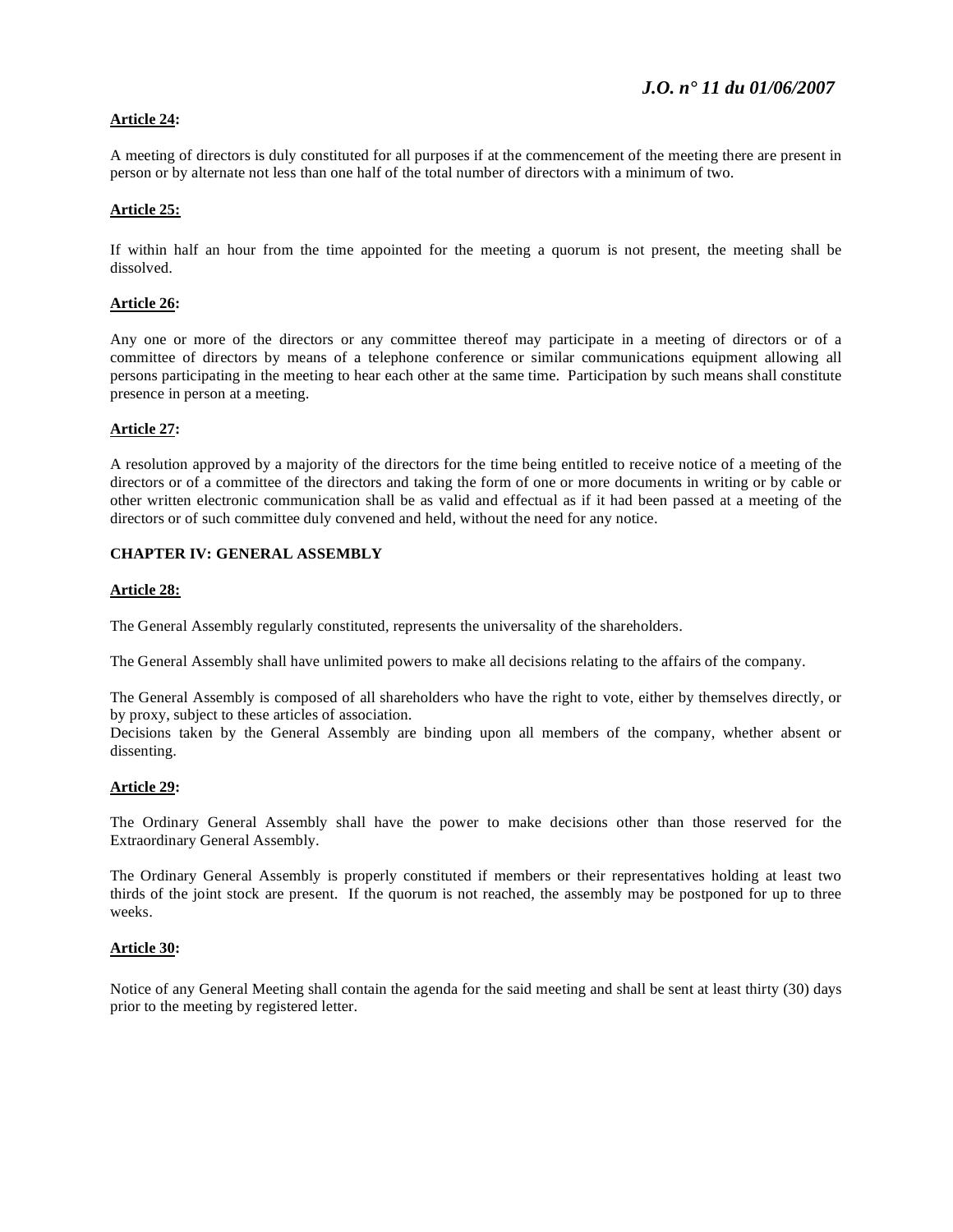**Article 24:**

A meeting of directors is duly constituted for all purposes if at the commencement of the meeting there are present in person or by alternate not less than one half of the total number of directors with a minimum of two.

**Article 25:**

If within half an hour from the time appointed for the meeting a quorum is not present, the meeting shall be dissolved.

**Article 26:**

Any one or more of the directors or any committee thereof may participate in a meeting of directors or of a committee of directors by means of a telephone conference or similar communications equipment allowing all persons participating in the meeting to hear each other at the same time. Participation by such means shall constitute presence in person at a meeting.

**Article 27:**

A resolution approved by a majority of the directors for the time being entitled to receive notice of a meeting of the directors or of a committee of the directors and taking the form of one or more documents in writing or by cable or other written electronic communication shall be as valid and effectual as if it had been passed at a meeting of the directors or of such committee duly convened and held, without the need for any notice.

## CHAPTER IV: GENERAL ASSEMBLY

**Article 28:**

The General Assembly regularly constituted, represents the universality of the shareholders.

The General Assembly shall have unlimited powers to make all decisions relating to the affairs of the company.

The General Assembly is composed of all shareholders who have the right to vote, either by themselves directly, or by proxy, subject to these articles of association.
Decisions taken by the General Assembly are binding upon all members of the company, whether absent or dissenting.

**Article 29:**

The Ordinary General Assembly shall have the power to make decisions other than those reserved for the Extraordinary General Assembly.

The Ordinary General Assembly is properly constituted if members or their representatives holding at least two thirds of the joint stock are present. If the quorum is not reached, the assembly may be postponed for up to three weeks.

**Article 30:**

Notice of any General Meeting shall contain the agenda for the said meeting and shall be sent at least thirty (30) days prior to the meeting by registered letter.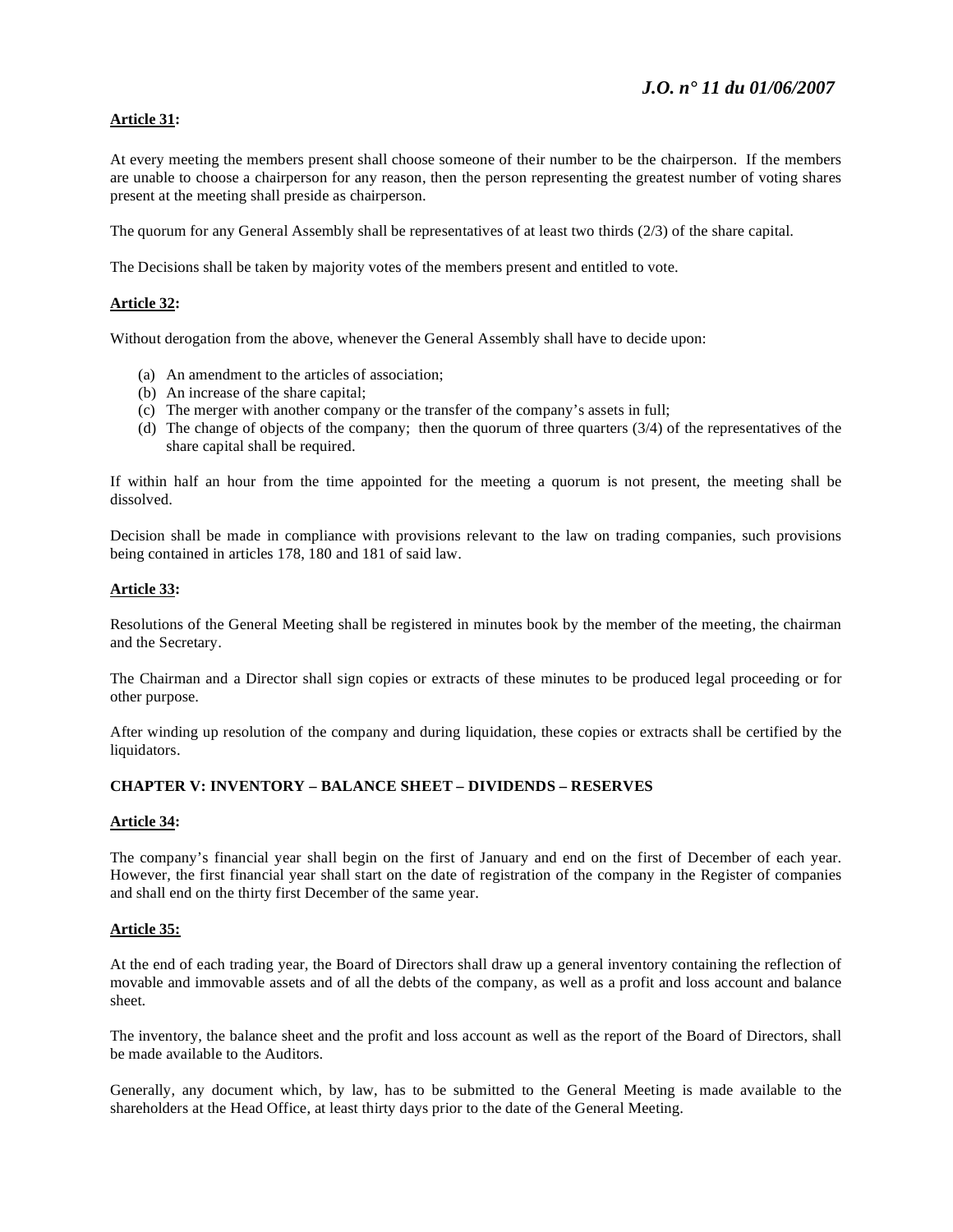**Article 31:**

At every meeting the members present shall choose someone of their number to be the chairperson. If the members are unable to choose a chairperson for any reason, then the person representing the greatest number of voting shares present at the meeting shall preside as chairperson.

The quorum for any General Assembly shall be representatives of at least two thirds (2/3) of the share capital.

The Decisions shall be taken by majority votes of the members present and entitled to vote.

**Article 32:**

Without derogation from the above, whenever the General Assembly shall have to decide upon:

(a) An amendment to the articles of association;
(b) An increase of the share capital;
(c) The merger with another company or the transfer of the company's assets in full;
(d) The change of objects of the company; then the quorum of three quarters (3/4) of the representatives of the share capital shall be required.

If within half an hour from the time appointed for the meeting a quorum is not present, the meeting shall be dissolved.

Decision shall be made in compliance with provisions relevant to the law on trading companies, such provisions being contained in articles 178, 180 and 181 of said law.

**Article 33:**

Resolutions of the General Meeting shall be registered in minutes book by the member of the meeting, the chairman and the Secretary.

The Chairman and a Director shall sign copies or extracts of these minutes to be produced legal proceeding or for other purpose.

After winding up resolution of the company and during liquidation, these copies or extracts shall be certified by the liquidators.

## CHAPTER V: INVENTORY – BALANCE SHEET – DIVIDENDS – RESERVES

**Article 34:**

The company's financial year shall begin on the first of January and end on the first of December of each year. However, the first financial year shall start on the date of registration of the company in the Register of companies and shall end on the thirty first December of the same year.

**Article 35:**

At the end of each trading year, the Board of Directors shall draw up a general inventory containing the reflection of movable and immovable assets and of all the debts of the company, as well as a profit and loss account and balance sheet.

The inventory, the balance sheet and the profit and loss account as well as the report of the Board of Directors, shall be made available to the Auditors.

Generally, any document which, by law, has to be submitted to the General Meeting is made available to the shareholders at the Head Office, at least thirty days prior to the date of the General Meeting.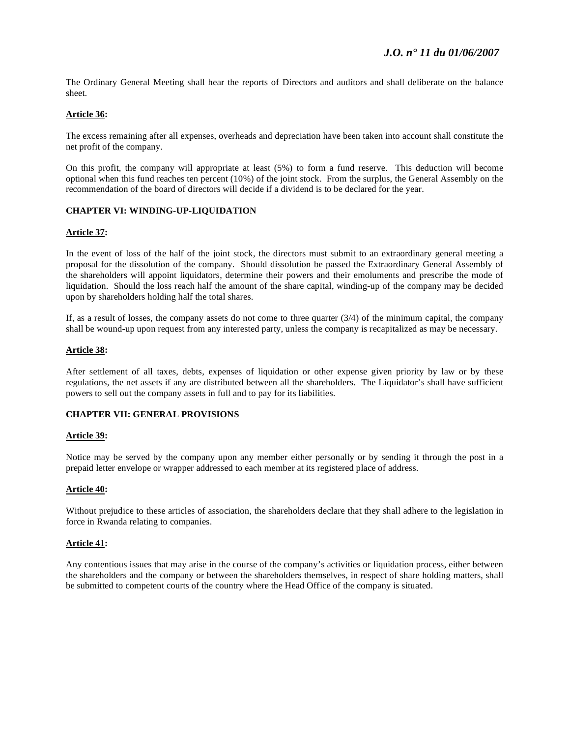The Ordinary General Meeting shall hear the reports of Directors and auditors and shall deliberate on the balance sheet.

**Article 36:**

The excess remaining after all expenses, overheads and depreciation have been taken into account shall constitute the net profit of the company.

On this profit, the company will appropriate at least (5%) to form a fund reserve. This deduction will become optional when this fund reaches ten percent (10%) of the joint stock. From the surplus, the General Assembly on the recommendation of the board of directors will decide if a dividend is to be declared for the year.

## CHAPTER VI: WINDING-UP-LIQUIDATION

**Article 37:**

In the event of loss of the half of the joint stock, the directors must submit to an extraordinary general meeting a proposal for the dissolution of the company. Should dissolution be passed the Extraordinary General Assembly of the shareholders will appoint liquidators, determine their powers and their emoluments and prescribe the mode of liquidation. Should the loss reach half the amount of the share capital, winding-up of the company may be decided upon by shareholders holding half the total shares.

If, as a result of losses, the company assets do not come to three quarter (3/4) of the minimum capital, the company shall be wound-up upon request from any interested party, unless the company is recapitalized as may be necessary.

**Article 38:**

After settlement of all taxes, debts, expenses of liquidation or other expense given priority by law or by these regulations, the net assets if any are distributed between all the shareholders. The Liquidator's shall have sufficient powers to sell out the company assets in full and to pay for its liabilities.

## CHAPTER VII: GENERAL PROVISIONS

**Article 39:**

Notice may be served by the company upon any member either personally or by sending it through the post in a prepaid letter envelope or wrapper addressed to each member at its registered place of address.

**Article 40:**

Without prejudice to these articles of association, the shareholders declare that they shall adhere to the legislation in force in Rwanda relating to companies.

**Article 41:**

Any contentious issues that may arise in the course of the company's activities or liquidation process, either between the shareholders and the company or between the shareholders themselves, in respect of share holding matters, shall be submitted to competent courts of the country where the Head Office of the company is situated.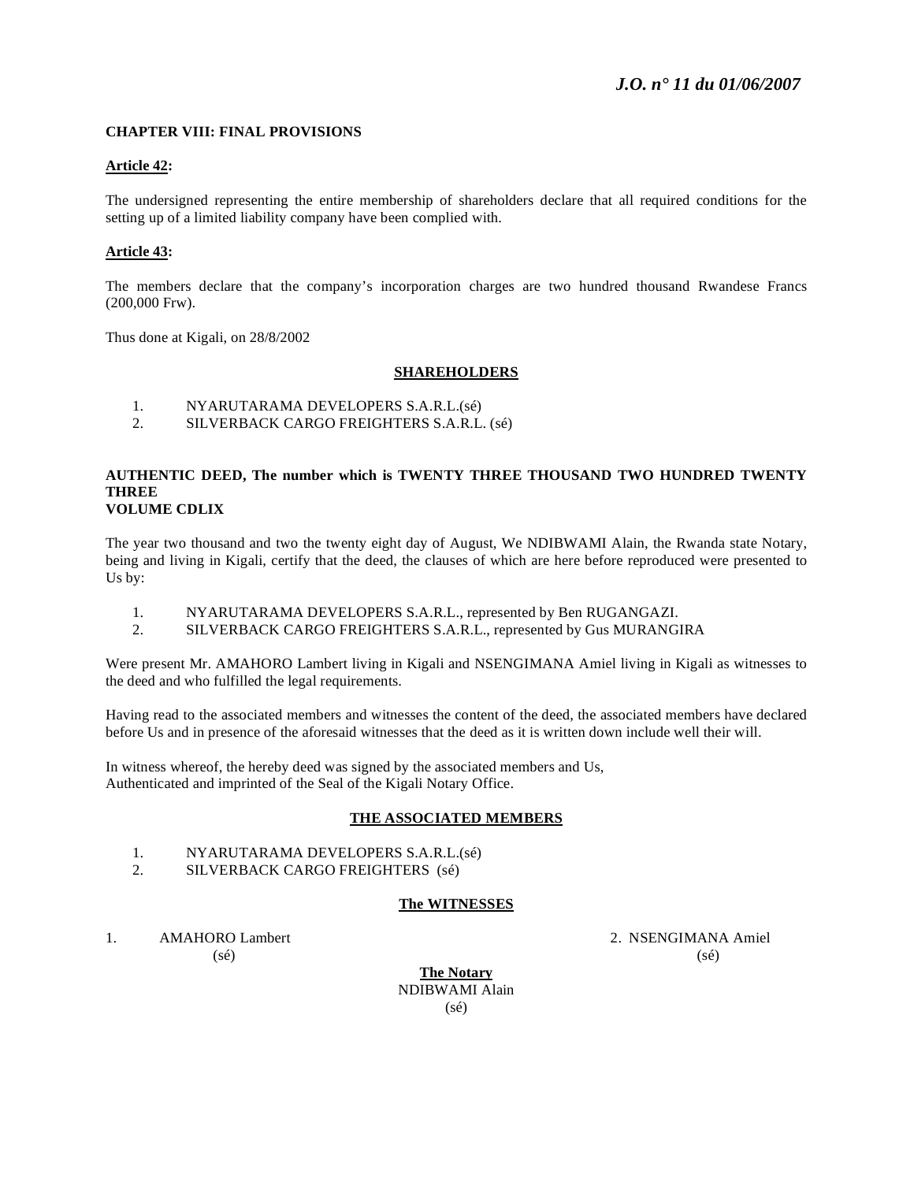**CHAPTER VIII: FINAL PROVISIONS**

**Article 42:**

The undersigned representing the entire membership of shareholders declare that all required conditions for the setting up of a limited liability company have been complied with.

**Article 43:**

The members declare that the company's incorporation charges are two hundred thousand Rwandese Francs (200,000 Frw).

Thus done at Kigali, on 28/8/2002

**SHAREHOLDERS**

1. NYARUTARAMA DEVELOPERS S.A.R.L.(sé)
2. SILVERBACK CARGO FREIGHTERS S.A.R.L. (sé)

**AUTHENTIC DEED, The number which is TWENTY THREE THOUSAND TWO HUNDRED TWENTY THREE**
**VOLUME CDLIX**

The year two thousand and two the twenty eight day of August, We NDIBWAMI Alain, the Rwanda state Notary, being and living in Kigali, certify that the deed, the clauses of which are here before reproduced were presented to Us by:

1. NYARUTARAMA DEVELOPERS S.A.R.L., represented by Ben RUGANGAZI.
2. SILVERBACK CARGO FREIGHTERS S.A.R.L., represented by Gus MURANGIRA

Were present Mr. AMAHORO Lambert living in Kigali and NSENGIMANA Amiel living in Kigali as witnesses to the deed and who fulfilled the legal requirements.

Having read to the associated members and witnesses the content of the deed, the associated members have declared before Us and in presence of the aforesaid witnesses that the deed as it is written down include well their will.

In witness whereof, the hereby deed was signed by the associated members and Us,
Authenticated and imprinted of the Seal of the Kigali Notary Office.

**THE ASSOCIATED MEMBERS**

1. NYARUTARAMA DEVELOPERS S.A.R.L.(sé)
2. SILVERBACK CARGO FREIGHTERS (sé)

**The WITNESSES**

1. AMAHORO Lambert (sé)
2. NSENGIMANA Amiel (sé)

**The Notary**
NDIBWAMI Alain
(sé)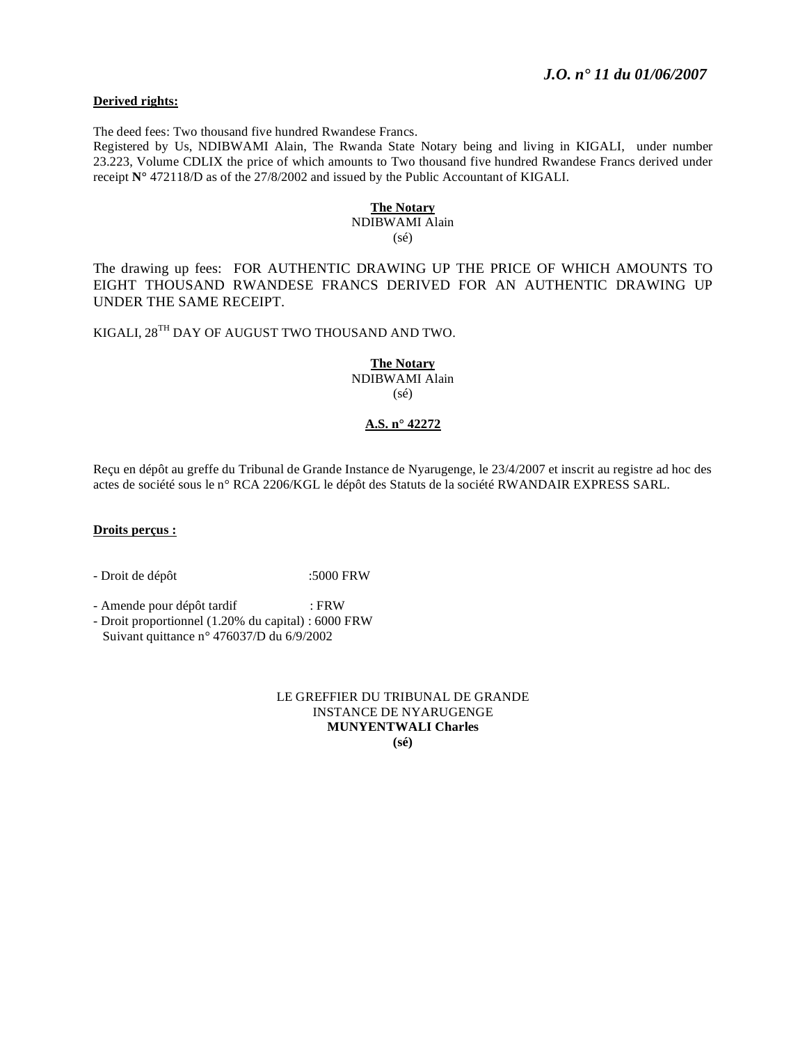**Derived rights:**

The deed fees: Two thousand five hundred Rwandese Francs.
Registered by Us, NDIBWAMI Alain, The Rwanda State Notary being and living in KIGALI, under number 23.223, Volume CDLIX the price of which amounts to Two thousand five hundred Rwandese Francs derived under receipt **N°** 472118/D as of the 27/8/2002 and issued by the Public Accountant of KIGALI.

**The Notary**
NDIBWAMI Alain
(sé)

The drawing up fees: FOR AUTHENTIC DRAWING UP THE PRICE OF WHICH AMOUNTS TO EIGHT THOUSAND RWANDESE FRANCS DERIVED FOR AN AUTHENTIC DRAWING UP UNDER THE SAME RECEIPT.

KIGALI, 28TH DAY OF AUGUST TWO THOUSAND AND TWO.

**The Notary**
NDIBWAMI Alain
(sé)

**A.S. n° 42272**

Reçu en dépôt au greffe du Tribunal de Grande Instance de Nyarugenge, le 23/4/2007 et inscrit au registre ad hoc des actes de société sous le n° RCA 2206/KGL le dépôt des Statuts de la société RWANDAIR EXPRESS SARL.

**Droits perçus :**

- Droit de dépôt :5000 FRW

- Amende pour dépôt tardif : FRW
- Droit proportionnel (1.20% du capital) : 6000 FRW
  Suivant quittance n° 476037/D du 6/9/2002

LE GREFFIER DU TRIBUNAL DE GRANDE INSTANCE DE NYARUGENGE
**MUNYENTWALI Charles**
**(sé)**